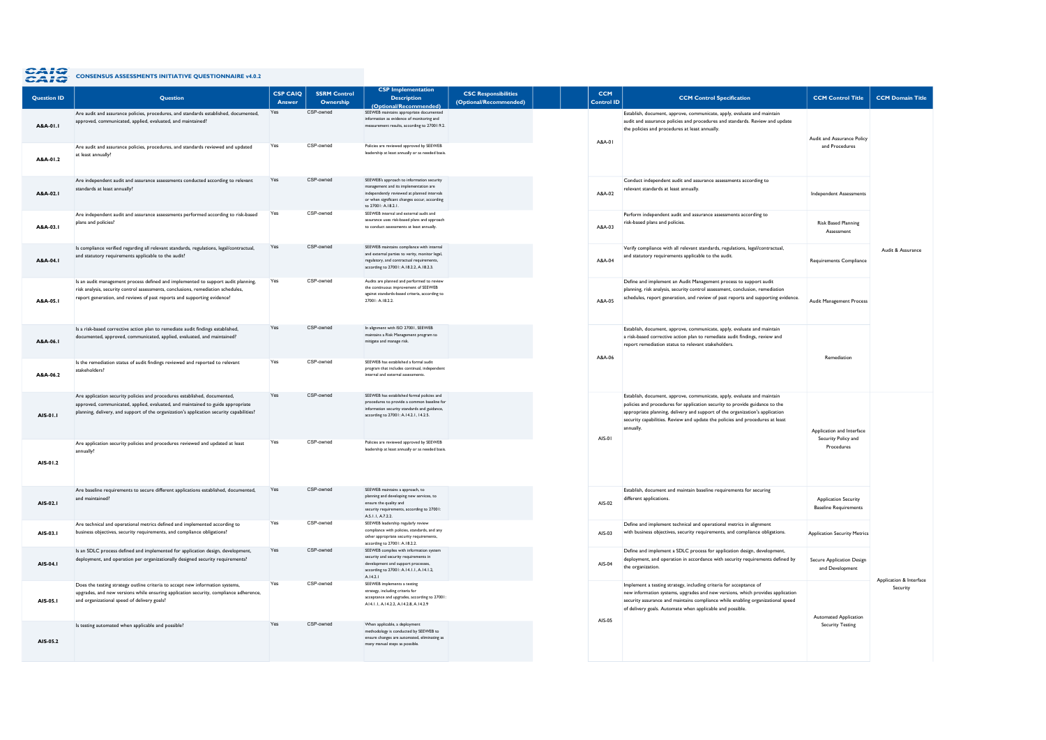CAIQ

## CONSENSUS ASSESSMENTS INITIATIVE QUESTIONNAIRE v4.0.2

| Question ID | Question | CSP CAIQ Answer | SSRM Control Ownership | CSP Implementation Description (Optional/Recommended) | CSC Responsibilities (Optional/Recommended) | | CCM Control ID | CCM Control Specification | CCM Control Title | CCM Domain Title |
|---|---|---|---|---|---|---|---|---|---|---|
| A&A-01.1 | Are audit and assurance policies, procedures, and standards established, documented, approved, communicated, applied, evaluated, and maintained? | Yes | CSP-owned | SEEWEB maintains appropriate documented information as evidence of monitoring and measurement results, according to 27001:9.2. | | | A&A-01 | Establish, document, approve, communicate, apply, evaluate and maintain audit and assurance policies and procedures and standards. Review and update the policies and procedures at least annually. | Audit and Assurance Policy and Procedures | Audit & Assurance |
| A&A-01.2 | Are audit and assurance policies, procedures, and standards reviewed and updated at least annually? | Yes | CSP-owned | Policies are reviewed approved by SEEWEB leadership at least annually or as needed basis. | | | | | | |
| A&A-02.1 | Are independent audit and assurance assessments conducted according to relevant standards at least annually? | Yes | CSP-owned | SEEWEB's approach to information security management and its implementation are independently reviewed at planned intervals or when significant changes occur, according to 27001: A.18.2.1. | | | A&A-02 | Conduct independent audit and assurance assessments according to relevant standards at least annually. | Independent Assessments | |
| A&A-03.1 | Are independent audit and assurance assessments performed according to risk-based plans and policies? | Yes | CSP-owned | SEEWEB internal and external audit and assurance uses risk-based plans and approach to conduct assessments at least annually. | | | A&A-03 | Perform independent audit and assurance assessments according to risk-based plans and policies. | Risk Based Planning Assessment | |
| A&A-04.1 | Is compliance verified regarding all relevant standards, regulations, legal/contractual, and statutory requirements applicable to the audit? | Yes | CSP-owned | SEEWEB maintains compliance with internal and external parties to verify, monitor legal, regulatory, and contractual requirements, according to 27001: A.18.2.2, A.18.2.3. | | | A&A-04 | Verify compliance with all relevant standards, regulations, legal/contractual, and statutory requirements applicable to the audit. | Requirements Compliance | |
| A&A-05.1 | Is an audit management process defined and implemented to support audit planning, risk analysis, security control assessments, conclusions, remediation schedules, report generation, and reviews of past reports and supporting evidence? | Yes | CSP-owned | Audits are planned and performed to review the continuous improvement of SEEWEB against standards-based criteria, according to 27001: A.18.2.2. | | | A&A-05 | Define and implement an Audit Management process to support audit planning, risk analysis, security control assessment, conclusion, remediation schedules, report generation, and review of past reports and supporting evidence. | Audit Management Process | |
| A&A-06.1 | Is a risk-based corrective action plan to remediate audit findings established, documented, approved, communicated, applied, evaluated, and maintained? | Yes | CSP-owned | In alignment with ISO 27001, SEEWEB maintains a Risk Management program to mitigate and manage risk. | | | A&A-06 | Establish, document, approve, communicate, apply, evaluate and maintain a risk-based corrective action plan to remediate audit findings, review and report remediation status to relevant stakeholders. | Remediation | |
| A&A-06.2 | Is the remediation status of audit findings reviewed and reported to relevant stakeholders? | Yes | CSP-owned | SEEWEB has established a formal audit program that includes continual, independent internal and external assessments. | | | | | | |
| AIS-01.1 | Are application security policies and procedures established, documented, approved, communicated, applied, evaluated, and maintained to guide appropriate planning, delivery, and support of the organization's application security capabilities? | Yes | CSP-owned | SEEWEB has established formal policies and procedures to provide a common baseline for information security standards and guidance, according to 27001: A.14.2.1, 14.2.5. | | | AIS-01 | Establish, document, approve, communicate, apply, evaluate and maintain policies and procedures for application security to provide guidance to the appropriate planning, delivery and support of the organization's application security capabilities. Review and update the policies and procedures at least annually. | Application and Interface Security Policy and Procedures | Application & Interface Security |
| AIS-01.2 | Are application security policies and procedures reviewed and updated at least annually? | Yes | CSP-owned | Policies are reviewed approved by SEEWEB leadership at least annually or as needed basis. | | | | | | |
| AIS-02.1 | Are baseline requirements to secure different applications established, documented, and maintained? | Yes | CSP-owned | SEEWEB maintains a approach, to planning and developing new services, to ensure the quality and security requirements, according to 27001: A.5.1.1, A.7.2.2. | | | AIS-02 | Establish, document and maintain baseline requirements for securing different applications. | Application Security Baseline Requirements | |
| AIS-03.1 | Are technical and operational metrics defined and implemented according to business objectives, security requirements, and compliance obligations? | Yes | CSP-owned | SEEWEB leadership regularly review compliance with policies, standards, and any other appropriate security requirements, according to 27001: A.18.2.2. | | | AIS-03 | Define and implement technical and operational metrics in alignment with business objectives, security requirements, and compliance obligations. | Application Security Metrics | |
| AIS-04.1 | Is an SDLC process defined and implemented for application design, development, deployment, and operation per organizationally designed security requirements? | Yes | CSP-owned | SEEWEB complies with information system security and security requirements in development and support processes, according to 27001: A.14.1.1, A.14.1.2, A.14.2.1 | | | AIS-04 | Define and implement a SDLC process for application design, development, deployment, and operation in accordance with security requirements defined by the organization. | Secure Application Design and Development | |
| AIS-05.1 | Does the testing strategy outline criteria to accept new information systems, upgrades, and new versions while ensuring application security, compliance adherence, and organizational speed of delivery goals? | Yes | CSP-owned | SEEWEB implements a testing strategy, including criteria for acceptance and upgrades, according to 27001: A14.1.1, A.14.2.2, A.14.2.8, A.14.2.9 | | | AIS-05 | Implement a testing strategy, including criteria for acceptance of new information systems, upgrades and new versions, which provides application security assurance and maintains compliance while enabling organizational speed of delivery goals. Automate when applicable and possible. | Automated Application Security Testing | |
| AIS-05.2 | Is testing automated when applicable and possible? | Yes | CSP-owned | When applicable, a deployment methodology is conducted by SEEWEB to ensure changes are automated, eliminating as many manual steps as possible. | | | | | | |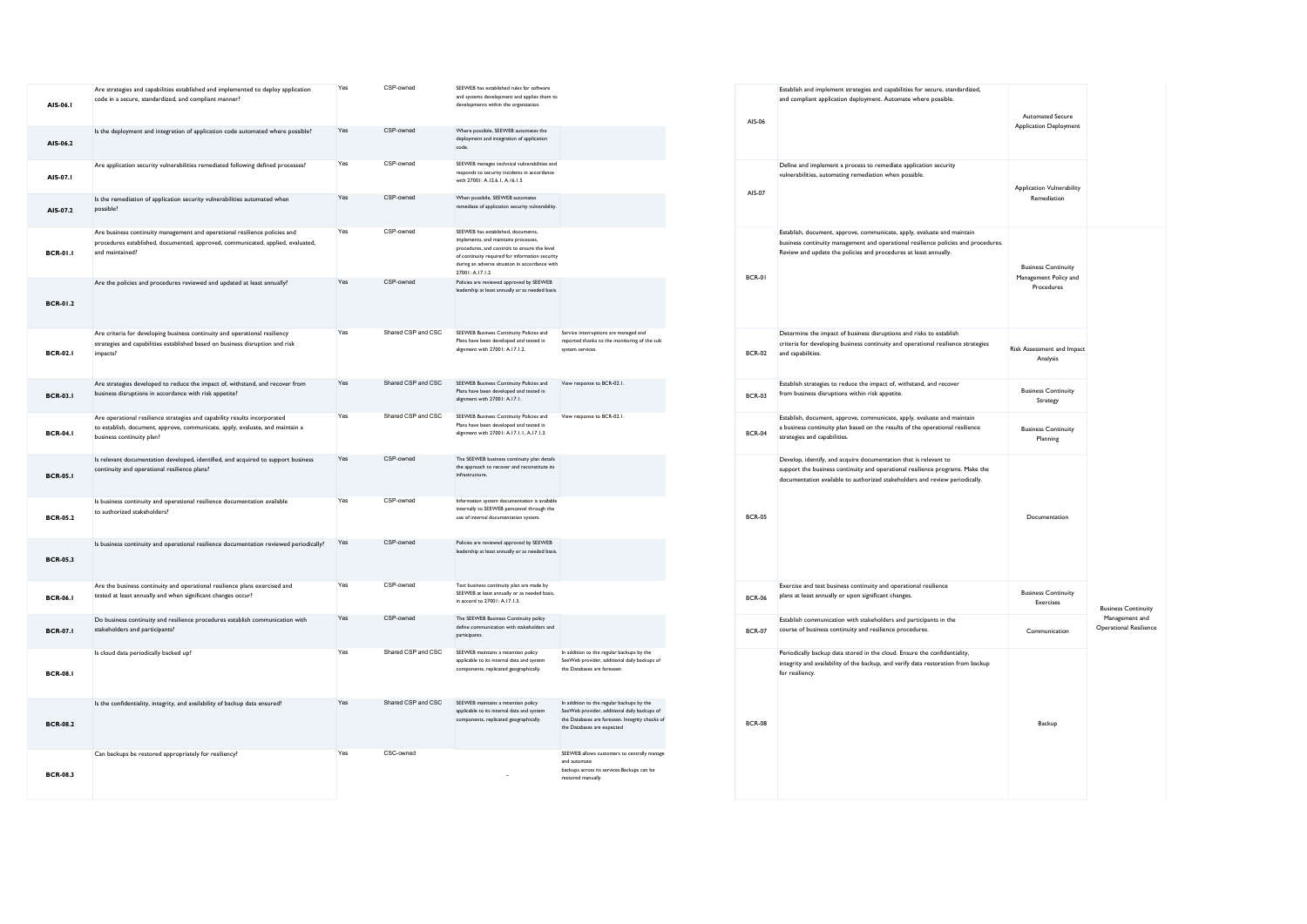| Question ID | Question | CSP CAIQ Answer | SSRM Control Ownership | CSP Implementation Description | CSC Responsibilities | Control ID | Control Specification | Control Title | Control Domain |
|---|---|---|---|---|---|---|---|---|---|
| AIS-06.1 | Are strategies and capabilities established and implemented to deploy application code in a secure, standardized, and compliant manner? | Yes | CSP-owned | SEEWEB has established rules for software and systems development and applies them to developments within the organization. | | AIS-06 | Establish and implement strategies and capabilities for secure, standardized, and compliant application deployment. Automate where possible. | Automated Secure Application Deployment | |
| AIS-06.2 | Is the deployment and integration of application code automated where possible? | Yes | CSP-owned | Where possible, SEEWEB automates the deployment and integration of application code. | | | | | |
| AIS-07.1 | Are application security vulnerabilities remediated following defined processes? | Yes | CSP-owned | SEEWEB manages technical vulnerabilities and responds to security incidents in accordance with 27001: A.12.6.1, A.16.1.5 | | AIS-07 | Define and implement a process to remediate application security vulnerabilities, automating remediation when possible. | Application Vulnerability Remediation | |
| AIS-07.2 | Is the remediation of application security vulnerabilities automated when possible? | Yes | CSP-owned | When possible, SEEWEB automates remediate of application security vulnerability. | | | | | |
| BCR-01.1 | Are business continuity management and operational resilience policies and procedures established, documented, approved, communicated, applied, evaluated, and maintained? | Yes | CSP-owned | SEEWEB has established, documents, implements, and maintains processes, procedures, and controls to ensure the level of continuity required for information security during an adverse situation in accordance with 27001: A.17.1.2 | | BCR-01 | Establish, document, approve, communicate, apply, evaluate and maintain business continuity management and operational resilience policies and procedures. Review and update the policies and procedures at least annually. | Business Continuity Management Policy and Procedures | Business Continuity Management and Operational Resilience |
| BCR-01.2 | Are the policies and procedures reviewed and updated at least annually? | Yes | CSP-owned | Policies are reviewed approved by SEEWEB leadership at least annually or as needed basis. | | | | | |
| BCR-02.1 | Are criteria for developing business continuity and operational resiliency strategies and capabilities established based on business disruption and risk impacts? | Yes | Shared CSP and CSC | SEEWEB Business Continuity Policies and Plans have been developed and tested in alignment with 27001: A.17.1.2. | Service interruptions are managed and reported thanks to the monitoring of the sub system services. | BCR-02 | Determine the impact of business disruptions and risks to establish criteria for developing business continuity and operational resilience strategies and capabilities. | Risk Assessment and Impact Analysis | |
| BCR-03.1 | Are strategies developed to reduce the impact of, withstand, and recover from business disruptions in accordance with risk appetite? | Yes | Shared CSP and CSC | SEEWEB Business Continuity Policies and Plans have been developed and tested in alignment with 27001: A.17.1. | View response to BCR-02.1. | BCR-03 | Establish strategies to reduce the impact of, withstand, and recover from business disruptions within risk appetite. | Business Continuity Strategy | |
| BCR-04.1 | Are operational resilience strategies and capability results incorporated to establish, document, approve, communicate, apply, evaluate, and maintain a business continuity plan? | Yes | Shared CSP and CSC | SEEWEB Business Continuity Policies and Plans have been developed and tested in alignment with 27001: A.17.1.1, A.17.1.3. | View response to BCR-02.1. | BCR-04 | Establish, document, approve, communicate, apply, evaluate and maintain a business continuity plan based on the results of the operational resilience strategies and capabilities. | Business Continuity Planning | |
| BCR-05.1 | Is relevant documentation developed, identified, and acquired to support business continuity and operational resilience plans? | Yes | CSP-owned | The SEEWEB business continuity plan details the approach to recover and reconstitute its infrastructure. | | BCR-05 | Develop, identify, and acquire documentation that is relevant to support the business continuity and operational resilience programs. Make the documentation available to authorized stakeholders and review periodically. | Documentation | |
| BCR-05.2 | Is business continuity and operational resilience documentation available to authorized stakeholders? | Yes | CSP-owned | Information system documentation is available internally to SEEWEB personnel through the use of internal documentation system. | | | | | |
| BCR-05.3 | Is business continuity and operational resilience documentation reviewed periodically? | Yes | CSP-owned | Policies are reviewed approved by SEEWEB leadership at least annually or as needed basis. | | | | | |
| BCR-06.1 | Are the business continuity and operational resilience plans exercised and tested at least annually and when significant changes occur? | Yes | CSP-owned | Test business continuity plan are made by SEEWEB at least annually or as needed basis, in accord to 27001: A.17.1.3. | | BCR-06 | Exercise and test business continuity and operational resilience plans at least annually or upon significant changes. | Business Continuity Exercises | |
| BCR-07.1 | Do business continuity and resilience procedures establish communication with stakeholders and participants? | Yes | CSP-owned | The SEEWEB Business Continuity policy define communication with stakeholders and participants. | | BCR-07 | Establish communication with stakeholders and participants in the course of business continuity and resilience procedures. | Communication | |
| BCR-08.1 | Is cloud data periodically backed up? | Yes | Shared CSP and CSC | SEEWEB maintains a retention policy applicable to its internal data and system components, replicated geographically. | In addition to the regular backups by the SeeWeb provider, additional daily backups of the Databases are foreseen | BCR-08 | Periodically backup data stored in the cloud. Ensure the confidentiality, integrity and availability of the backup, and verify data restoration from backup for resiliency. | Backup | |
| BCR-08.2 | Is the confidentiality, integrity, and availability of backup data ensured? | Yes | Shared CSP and CSC | SEEWEB maintains a retention policy applicable to its internal data and system components, replicated geographically. | In addition to the regular backups by the SeeWeb provider, additional daily backups of the Databases are foreseen. Integrity checks of the Databases are expected | | | | |
| BCR-08.3 | Can backups be restored appropriately for resiliency? | Yes | CSC-owned | - | SEEWEB allows customers to centrally manage and automate backups across its services.Backups can be restored manually | | | | |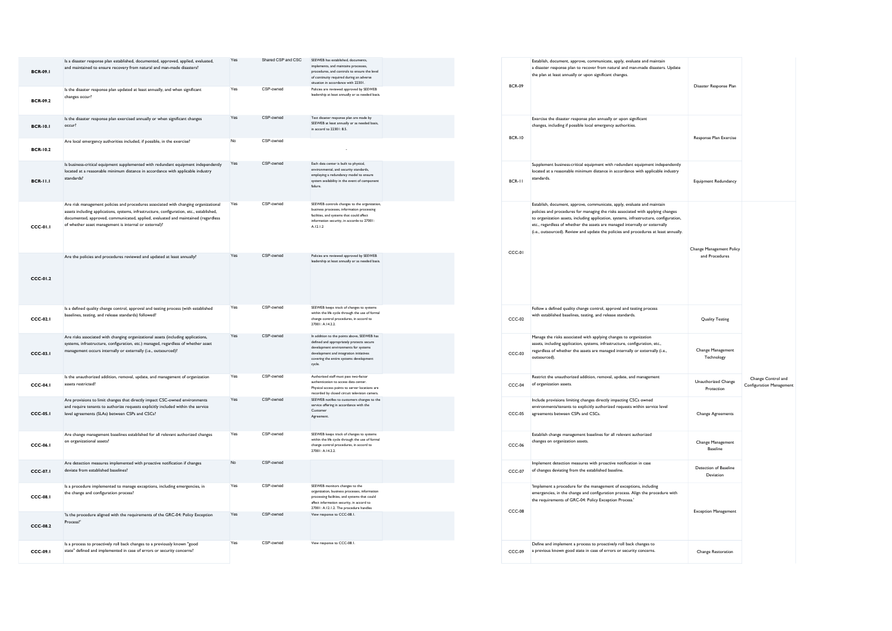| | | | | | | | | | | |
|---|---|---|---|---|---|---|---|---|---|---|
| BCR-09.1 | Is a disaster response plan established, documented, approved, applied, evaluated, and maintained to ensure recovery from natural and man-made disasters? | Yes | Shared CSP and CSC | SEEWEB has established, documents, implements, and maintains processes, procedures, and controls to ensure the level of continuity required during an adverse situation in accordance with 22301. | | BCR-09 | Establish, document, approve, communicate, apply, evaluate and maintain a disaster response plan to recover from natural and man-made disasters. Update the plan at least annually or upon significant changes. | Disaster Response Plan | | |
| BCR-09.2 | Is the disaster response plan updated at least annually, and when significant changes occur? | Yes | CSP-owned | Policies are reviewed approved by SEEWEB leadership at least annually or as needed basis. | | | | | | |
| BCR-10.1 | Is the disaster response plan exercised annually or when significant changes occur? | Yes | CSP-owned | Test disaster response plan are made by SEEWEB at least annually or as needed basis, in accord to 22301: 8.5. | | BCR-10 | Exercise the disaster response plan annually or upon significant changes, including if possible local emergency authorities. | Response Plan Exercise | | |
| BCR-10.2 | Are local emergency authorities included, if possible, in the exercise? | No | CSP-owned | - | | | | | | |
| BCR-11.1 | Is business-critical equipment supplemented with redundant equipment independently located at a reasonable minimum distance in accordance with applicable industry standards? | Yes | CSP-owned | Each data center is built to physical, environmental, and security standards, employing a redundancy model to ensure system availability in the event of component failure. | | BCR-11 | Supplement business-critical equipment with redundant equipment independently located at a reasonable minimum distance in accordance with applicable industry standards. | Equipment Redundancy | | |
| CCC-01.1 | Are risk management policies and procedures associated with changing organizational assets including applications, systems, infrastructure, configuration, etc., established, documented, approved, communicated, applied, evaluated and maintained (regardless of whether asset management is internal or external)? | Yes | CSP-owned | SEEWEB controls changes to the organization, business processes, information processing facilities, and systems that could affect information security, in accordo to 27001: A.12.1.2 | | CCC-01 | Establish, document, approve, communicate, apply, evaluate and maintain policies and procedures for managing the risks associated with applying changes to organization assets, including application, systems, infrastructure, configuration, etc., regardless of whether the assets are managed internally or externally (i.e., outsourced). Review and update the policies and procedures at least annually. | Change Management Policy and Procedures | Change Control and Configuration Management | |
| CCC-01.2 | Are the policies and procedures reviewed and updated at least annually? | Yes | CSP-owned | Policies are reviewed approved by SEEWEB leadership at least annually or as needed basis. | | | | | | |
| CCC-02.1 | Is a defined quality change control, approval and testing process (with established baselines, testing, and release standards) followed? | Yes | CSP-owned | SEEWEB keeps track of changes to systems within the life cycle through the use of formal change control procedures, in accord to 27001: A.14.2.2. | | CCC-02 | Follow a defined quality change control, approval and testing process with established baselines, testing, and release standards. | Quality Testing | | |
| CCC-03.1 | Are risks associated with changing organizational assets (including applications, systems, infrastructure, configuration, etc.) managed, regardless of whether asset management occurs internally or externally (i.e., outsourced)? | Yes | CSP-owned | In addition to the points above, SEEWEB has defined and appropriately protects secure development environments for systems development and integration initiatives covering the entire systems development cycle. | | CCC-03 | Manage the risks associated with applying changes to organization assets, including application, systems, infrastructure, configuration, etc., regardless of whether the assets are managed internally or externally (i.e., outsourced). | Change Management Technology | | |
| CCC-04.1 | Is the unauthorized addition, removal, update, and management of organization assets restricted? | Yes | CSP-owned | Authorized staff must pass two-factor authentication to access data center. Physical access points to server locations are recorded by closed circuit television camera. | | CCC-04 | Restrict the unauthorized addition, removal, update, and management of organization assets. | Unauthorized Change Protection | | |
| CCC-05.1 | Are provisions to limit changes that directly impact CSC-owned environments and require tenants to authorize requests explicitly included within the service level agreements (SLAs) between CSPs and CSCs? | Yes | CSP-owned | SEEWEB notifies to customers changes to the service offering in accordance with the Customer Agreement. | | CCC-05 | Include provisions limiting changes directly impacting CSCs owned environments/tenants to explicitly authorized requests within service level agreements between CSPs and CSCs. | Change Agreements | | |
| CCC-06.1 | Are change management baselines established for all relevant authorized changes on organizational assets? | Yes | CSP-owned | SEEWEB keeps track of changes to systems within the life cycle through the use of formal change control procedures, in accord to 27001: A.14.2.2. | | CCC-06 | Establish change management baselines for all relevant authorized changes on organization assets. | Change Management Baseline | | |
| CCC-07.1 | Are detection measures implemented with proactive notification if changes deviate from established baselines? | No | CSP-owned | | | CCC-07 | Implement detection measures with proactive notification in case of changes deviating from the established baseline. | Detection of Baseline Deviation | | |
| CCC-08.1 | Is a procedure implemented to manage exceptions, including emergencies, in the change and configuration process? | Yes | CSP-owned | SEEWEB monitors changes to the organization, business processes, information processing facilities, and systems that could affect information security, in accord to 27001: A.12.1.2. The procedure handles | | CCC-08 | 'Implement a procedure for the management of exceptions, including emergencies, in the change and configuration process. Align the procedure with the requirements of GRC-04: Policy Exception Process.' | Exception Management | | |
| CCC-08.2 | 'Is the procedure aligned with the requirements of the GRC-04: Policy Exception Process?' | Yes | CSP-owned | View response to CCC-08.1. | | | | | | |
| CCC-09.1 | Is a process to proactively roll back changes to a previously known "good state" defined and implemented in case of errors or security concerns? | Yes | CSP-owned | View response to CCC-08.1. | | CCC-09 | Define and implement a process to proactively roll back changes to a previous known good state in case of errors or security concerns. | Change Restoration | | |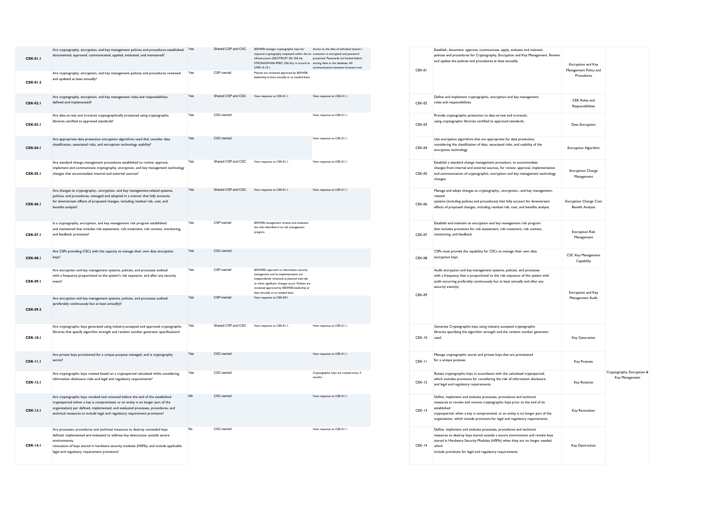| Question ID | Question | CSP CAIQ Answer | SSRM Control Ownership | CSP Implementation Description | CSC Responsibilities | Control ID | Control Specification | Control Title | Domain Title |
|---|---|---|---|---|---|---|---|---|---|
| CEK-01.1 | Are cryptography, encryption, and key management policies and procedures established, documented, approved, communicated, applied, evaluated, and maintained? | Yes | Shared CSP and CSC | SEEWEB manages cryptographic keys for required cryptography employed within the its infrastructure (GEOTRUST SSL 256 bit, STRONGSWAN IPSEC 256 bit), in accord to 27001:A.10.1. | Access to the data of individual tenants / customers is encrypted and password protected. Passwords are hashed before storing them in the database. All communications between browsers and | CEK-01 | Establish, document, approve, communicate, apply, evaluate and maintain policies and procedures for Cryptography, Encryption and Key Management. Review and update the policies and procedures at least annually. | Encryption and Key Management Policy and Procedures | Cryptography, Encryption & Key Management |
| CEK-01.2 | Are cryptography, encryption, and key management policies and procedures reviewed and updated at least annually? | Yes | CSP-owned | Policies are reviewed approved by SEEWEB leadership at least annually or as needed basis. | | | | | |
| CEK-02.1 | Are cryptography, encryption, and key management roles and responsibilities defined and implemented? | Yes | Shared CSP and CSC | View response to CEK-01.1. | View response to CEK-01.1. | CEK-02 | Define and implement cryptographic, encryption and key management roles and responsibilities. | CEK Roles and Responsibilities | |
| CEK-03.1 | Are data at-rest and in-transit cryptographically protected using cryptographic libraries certified to approved standards? | Yes | CSC-owned | | View response to CEK-01.1. | CEK-03 | Provide cryptographic protection to data at-rest and in-transit, using cryptographic libraries certified to approved standards. | Data Encryption | |
| CEK-04.1 | Are appropriate data protection encryption algorithms used that consider data classification, associated risks, and encryption technology usability? | Yes | CSC-owned | | View response to CEK-01.1. | CEK-04 | Use encryption algorithms that are appropriate for data protection, considering the classification of data, associated risks, and usability of the encryption technology. | Encryption Algorithm | |
| CEK-05.1 | Are standard change management procedures established to review, approve, implement and communicate cryptography, encryption, and key management technology changes that accommodate internal and external sources? | Yes | Shared CSP and CSC | View response to CEK-01.1. | View response to CEK-01.1. | CEK-05 | Establish a standard change management procedure, to accommodate changes from internal and external sources, for review, approval, implementation and communication of cryptographic, encryption and key management technology changes. | Encryption Change Management | |
| CEK-06.1 | Are changes to cryptography-, encryption- and key management-related systems, policies, and procedures, managed and adopted in a manner that fully accounts for downstream effects of proposed changes, including residual risk, cost, and benefits analysis? | Yes | Shared CSP and CSC | View response to CEK-01.1. | View response to CEK-01.1. | CEK-06 | Manage and adopt changes to cryptography-, encryption-, and key management-related systems (including policies and procedures) that fully account for downstream effects of proposed changes, including residual risk, cost, and benefits analysis. | Encryption Change Cost Benefit Analysis | |
| CEK-07.1 | Is a cryptography, encryption, and key management risk program established and maintained that includes risk assessment, risk treatment, risk context, monitoring, and feedback provisions? | Yes | CSP-owned | SEEWEB management reviews and evaluates the risks identified in its risk management program. | | CEK-07 | Establish and maintain an encryption and key management risk program that includes provisions for risk assessment, risk treatment, risk context, monitoring, and feedback. | Encryption Risk Management | |
| CEK-08.1 | Are CSPs providing CSCs with the capacity to manage their own data encryption keys? | Yes | CSC-owned | | | CEK-08 | CSPs must provide the capability for CSCs to manage their own data encryption keys. | CSC Key Management Capability | |
| CEK-09.1 | Are encryption and key management systems, policies, and processes audited with a frequency proportional to the system's risk exposure, and after any security event? | Yes | CSP-owned | SEEWEB's approach to information security management and its implementation are independently reviewed at planned intervals or when significant changes occur. Policies are reviewed approved by SEEWEB leadership at least annually or as needed basis. | | CEK-09 | Audit encryption and key management systems, policies, and processes with a frequency that is proportional to the risk exposure of the system with audit occurring preferably continuously but at least annually and after any security event(s). | Encryption and Key Management Audit | |
| CEK-09.2 | Are encryption and key management systems, policies, and processes audited (preferably continuously but at least annually)? | Yes | CSP-owned | View response to CEK-09.1. | | | | | |
| CEK-10.1 | Are cryptographic keys generated using industry-accepted and approved cryptographic libraries that specify algorithm strength and random number generator specifications? | Yes | Shared CSP and CSC | View response to CEK-01.1. | View response to CEK-01.1. | CEK-10 | Generate Cryptographic keys using industry accepted cryptographic libraries specifying the algorithm strength and the random number generator used. | Key Generation | |
| CEK-11.1 | Are private keys provisioned for a unique purpose managed, and is cryptography secret? | Yes | CSC-owned | | View response to CEK-01.1. | CEK-11 | Manage cryptographic secret and private keys that are provisioned for a unique purpose. | Key Purpose | |
| CEK-12.1 | Are cryptographic keys rotated based on a cryptoperiod calculated while considering information disclosure risks and legal and regulatory requirements? | Yes | CSC-owned | | Cryptographic keys are rotated every 3 months | CEK-12 | Rotate cryptographic keys in accordance with the calculated cryptoperiod, which includes provisions for considering the risk of information disclosure and legal and regulatory requirements. | Key Rotation | |
| CEK-13.1 | Are cryptographic keys revoked and removed before the end of the established cryptoperiod (when a key is compromised, or an entity is no longer part of the organization) per defined, implemented, and evaluated processes, procedures, and technical measures to include legal and regulatory requirement provisions? | NA | CSC-owned | | View response to CEK-01.1. | CEK-13 | Define, implement and evaluate processes, procedures and technical measures to revoke and remove cryptographic keys prior to the end of its established cryptoperiod, when a key is compromised, or an entity is no longer part of the organization, which include provisions for legal and regulatory requirements. | Key Revocation | |
| CEK-14.1 | Are processes, procedures and technical measures to destroy unneeded keys defined, implemented and evaluated to address key destruction outside secure environments, revocation of keys stored in hardware security modules (HSMs), and include applicable legal and regulatory requirement provisions? | No | CSC-owned | | View response to CEK-01.1. | CEK-14 | Define, implement and evaluate processes, procedures and technical measures to destroy keys stored outside a secure environment and revoke keys stored in Hardware Security Modules (HSMs) when they are no longer needed, which include provisions for legal and regulatory requirements. | Key Destruction | |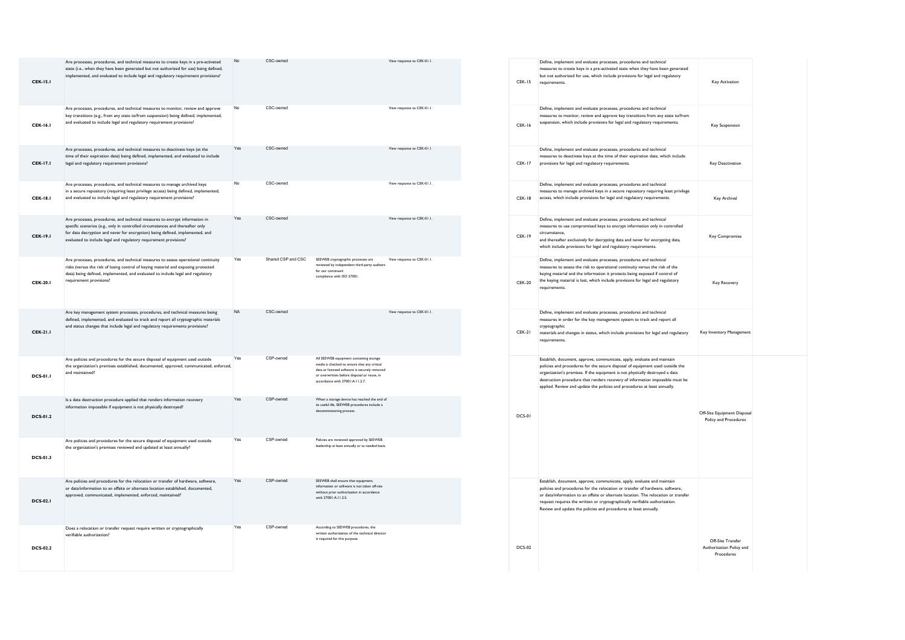| | | | | | | | | | |
|---|---|---|---|---|---|---|---|---|---|
| CEK-15.1 | Are processes, procedures, and technical measures to create keys in a pre-activated state (i.e., when they have been generated but not authorized for use) being defined, implemented, and evaluated to include legal and regulatory requirement provisions? | No | CSC-owned | | View response to CEK-01.1. | CEK-15 | Define, implement and evaluate processes, procedures and technical measures to create keys in a pre-activated state when they have been generated but not authorized for use, which include provisions for legal and regulatory requirements. | Key Activation | |
| CEK-16.1 | Are processes, procedures, and technical measures to monitor, review and approve key transitions (e.g., from any state to/from suspension) being defined, implemented, and evaluated to include legal and regulatory requirement provisions? | No | CSC-owned | | View response to CEK-01.1. | CEK-16 | Define, implement and evaluate processes, procedures and technical measures to monitor, review and approve key transitions from any state to/from suspension, which include provisions for legal and regulatory requirements. | Key Suspension | |
| CEK-17.1 | Are processes, procedures, and technical measures to deactivate keys (at the time of their expiration date) being defined, implemented, and evaluated to include legal and regulatory requirement provisions? | Yes | CSC-owned | | View response to CEK-01.1. | CEK-17 | Define, implement and evaluate processes, procedures and technical measures to deactivate keys at the time of their expiration date, which include provisions for legal and regulatory requirements. | Key Deactivation | |
| CEK-18.1 | Are processes, procedures, and technical measures to manage archived keys in a secure repository (requiring least privilege access) being defined, implemented, and evaluated to include legal and regulatory requirement provisions? | No | CSC-owned | | View response to CEK-01.1. | CEK-18 | Define, implement and evaluate processes, procedures and technical measures to manage archived keys in a secure repository requiring least privilege access, which include provisions for legal and regulatory requirements. | Key Archival | |
| CEK-19.1 | Are processes, procedures, and technical measures to encrypt information in specific scenarios (e.g., only in controlled circumstances and thereafter only for data decryption and never for encryption) being defined, implemented, and evaluated to include legal and regulatory requirement provisions? | Yes | CSC-owned | | View response to CEK-01.1. | CEK-19 | Define, implement and evaluate processes, procedures and technical measures to use compromised keys to encrypt information only in controlled circumstance, and thereafter exclusively for decrypting data and never for encrypting data, which include provisions for legal and regulatory requirements. | Key Compromise | |
| CEK-20.1 | Are processes, procedures, and technical measures to assess operational continuity risks (versus the risk of losing control of keying material and exposing protected data) being defined, implemented, and evaluated to include legal and regulatory requirement provisions? | Yes | Shared CSP and CSC | SEEWEB cryptographic processes are reviewed by independent third-party auditors for our continued compliance with ISO 27001. | View response to CEK-01.1. | CEK-20 | Define, implement and evaluate processes, procedures and technical measures to assess the risk to operational continuity versus the risk of the keying material and the information it protects being exposed if control of the keying material is lost, which include provisions for legal and regulatory requirements. | Key Recovery | |
| CEK-21.1 | Are key management system processes, procedures, and technical measures being defined, implemented, and evaluated to track and report all cryptographic materials and status changes that include legal and regulatory requirements provisions? | NA | CSC-owned | | View response to CEK-01.1. | CEK-21 | Define, implement and evaluate processes, procedures and technical measures in order for the key management system to track and report all cryptographic materials and changes in status, which include provisions for legal and regulatory requirements. | Key Inventory Management | |
| DCS-01.1 | Are policies and procedures for the secure disposal of equipment used outside the organization's premises established, documented, approved, communicated, enforced, and maintained? | Yes | CSP-owned | All SEEWEB equipment containing storage media is checked to ensure that any critical data or licensed software is securely removed or overwritten before disposal or reuse, in accordance with 27001:A.11.2.7. | | DCS-01 | Establish, document, approve, communicate, apply, evaluate and maintain policies and procedures for the secure disposal of equipment used outside the organization's premises. If the equipment is not physically destroyed a data destruction procedure that renders recovery of information impossible must be applied. Review and update the policies and procedures at least annually. | Off-Site Equipment Disposal Policy and Procedures | |
| DCS-01.2 | Is a data destruction procedure applied that renders information recovery information impossible if equipment is not physically destroyed? | Yes | CSP-owned | When a storage device has reached the end of its useful life, SEEWEB procedures include a decommissioning process. | | | | | |
| DCS-01.3 | Are policies and procedures for the secure disposal of equipment used outside the organization's premises reviewed and updated at least annually? | Yes | CSP-owned | Policies are reviewed approved by SEEWEB leadership at least annually or as needed basis. | | | | | |
| DCS-02.1 | Are policies and procedures for the relocation or transfer of hardware, software, or data/information to an offsite or alternate location established, documented, approved, communicated, implemented, enforced, maintained? | Yes | CSP-owned | SEEWEB shall ensure that equipment, information or software is not taken off-site without prior authorization in accordance with 27001:A.11.2.5. | | DCS-02 | Establish, document, approve, communicate, apply, evaluate and maintain policies and procedures for the relocation or transfer of hardware, software, or data/information to an offsite or alternate location. The relocation or transfer request requires the written or cryptographically verifiable authorization. Review and update the policies and procedures at least annually. | Off-Site Transfer Authorization Policy and Procedures | |
| DCS-02.2 | Does a relocation or transfer request require written or cryptographically verifiable authorization? | Yes | CSP-owned | According to SEEWEB procedures, the written authorization of the technical director is required for this purpose. | | | | | |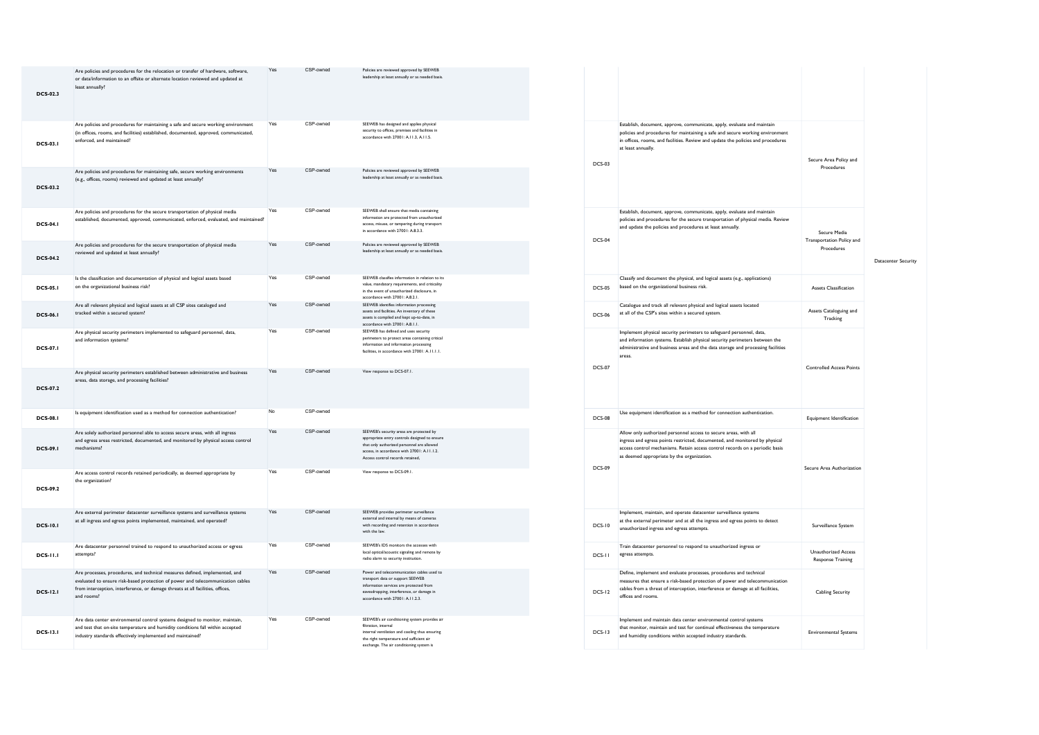| | | | | | | | | |
|---|---|---|---|---|---|---|---|---|
| DCS-02.3 | Are policies and procedures for the relocation or transfer of hardware, software, or data/information to an offsite or alternate location reviewed and updated at least annually? | Yes | CSP-owned | Policies are reviewed approved by SEEWEB leadership at least annually or as needed basis. | | | | |
| DCS-03.1 | Are policies and procedures for maintaining a safe and secure working environment (in offices, rooms, and facilities) established, documented, approved, communicated, enforced, and maintained? | Yes | CSP-owned | SEEWEB has designed and applies physical security to offices, premises and facilities in accordance with 27001: A.11.3, A.11.5. | DCS-03 | Establish, document, approve, communicate, apply, evaluate and maintain policies and procedures for maintaining a safe and secure working environment in offices, rooms, and facilities. Review and update the policies and procedures at least annually. | Secure Area Policy and Procedures | Datacenter Security |
| DCS-03.2 | Are policies and procedures for maintaining safe, secure working environments (e.g., offices, rooms) reviewed and updated at least annually? | Yes | CSP-owned | Policies are reviewed approved by SEEWEB leadership at least annually or as needed basis. | | | | |
| DCS-04.1 | Are policies and procedures for the secure transportation of physical media established, documented, approved, communicated, enforced, evaluated, and maintained? | Yes | CSP-owned | SEEWEB shall ensure that media containing information are protected from unauthorized access, misuse, or tampering during transport in accordance with 27001: A.8.3.3. | DCS-04 | Establish, document, approve, communicate, apply, evaluate and maintain policies and procedures for the secure transportation of physical media. Review and update the policies and procedures at least annually. | Secure Media Transportation Policy and Procedures | |
| DCS-04.2 | Are policies and procedures for the secure transportation of physical media reviewed and updated at least annually? | Yes | CSP-owned | Policies are reviewed approved by SEEWEB leadership at least annually or as needed basis. | | | | |
| DCS-05.1 | Is the classification and documentation of physical and logical assets based on the organizational business risk? | Yes | CSP-owned | SEEWEB classifies information in relation to its value, mandatory requirements, and criticality in the event of unauthorized disclosure, in accordance with 27001: A.8.2.1. | DCS-05 | Classify and document the physical, and logical assets (e.g., applications) based on the organizational business risk. | Assets Classification | |
| DCS-06.1 | Are all relevant physical and logical assets at all CSP sites cataloged and tracked within a secured system? | Yes | CSP-owned | SEEWEB identifies information processing assets and facilities. An inventory of these assets is compiled and kept up-to-date, in accordance with 27001: A.8.1.1. | DCS-06 | Catalogue and track all relevant physical and logical assets located at all of the CSP's sites within a secured system. | Assets Cataloguing and Tracking | |
| DCS-07.1 | Are physical security perimeters implemented to safeguard personnel, data, and information systems? | Yes | CSP-owned | SEEWEB has defined and uses security perimeters to protect areas containing critical information and information processing facilities, in accordance with 27001: A.11.1.1. | DCS-07 | Implement physical security perimeters to safeguard personnel, data, and information systems. Establish physical security perimeters between the administrative and business areas and the data storage and processing facilities areas. | Controlled Access Points | |
| DCS-07.2 | Are physical security perimeters established between administrative and business areas, data storage, and processing facilities? | Yes | CSP-owned | View response to DCS-07.1. | | | | |
| DCS-08.1 | Is equipment identification used as a method for connection authentication? | No | CSP-owned | | DCS-08 | Use equipment identification as a method for connection authentication. | Equipment Identification | |
| DCS-09.1 | Are solely authorized personnel able to access secure areas, with all ingress and egress areas restricted, documented, and monitored by physical access control mechanisms? | Yes | CSP-owned | SEEWEB's security areas are protected by appropriate entry controls designed to ensure that only authorized personnel are allowed access, in accordance with 27001: A.11.1.2. Access control records retained, | DCS-09 | Allow only authorized personnel access to secure areas, with all ingress and egress points restricted, documented, and monitored by physical access control mechanisms. Retain access control records on a periodic basis as deemed appropriate by the organization. | Secure Area Authorization | |
| DCS-09.2 | Are access control records retained periodically, as deemed appropriate by the organization? | Yes | CSP-owned | View response to DCS-09.1. | | | | |
| DCS-10.1 | Are external perimeter datacenter surveillance systems and surveillance systems at all ingress and egress points implemented, maintained, and operated? | Yes | CSP-owned | SEEWEB provides perimeter surveillance external and internal by means of cameras with recording and retention in accordance with the law. | DCS-10 | Implement, maintain, and operate datacenter surveillance systems at the external perimeter and at all the ingress and egress points to detect unauthorized ingress and egress attempts. | Surveillance System | |
| DCS-11.1 | Are datacenter personnel trained to respond to unauthorized access or egress attempts? | Yes | CSP-owned | SEEWEB's IDS monitors the accesses with local optical/acoustic signaling and remote by radio alarm to security institution. | DCS-11 | Train datacenter personnel to respond to unauthorized ingress or egress attempts. | Unauthorized Access Response Training | |
| DCS-12.1 | Are processes, procedures, and technical measures defined, implemented, and evaluated to ensure risk-based protection of power and telecommunication cables from interception, interference, or damage threats at all facilities, offices, and rooms? | Yes | CSP-owned | Power and telecommunication cables used to transport data or support SEEWEB information services are protected from eavesdropping, interference, or damage in accordance with 27001: A.11.2.3. | DCS-12 | Define, implement and evaluate processes, procedures and technical measures that ensure a risk-based protection of power and telecommunication cables from a threat of interception, interference or damage at all facilities, offices and rooms. | Cabling Security | |
| DCS-13.1 | Are data center environmental control systems designed to monitor, maintain, and test that on-site temperature and humidity conditions fall within accepted industry standards effectively implemented and maintained? | Yes | CSP-owned | SEEWEB's air conditioning system provides air filtration, internal internal ventilation and cooling thus ensuring the right temperature and sufficient air exchange. The air conditioning system is | DCS-13 | Implement and maintain data center environmental control systems that monitor, maintain and test for continual effectiveness the temperature and humidity conditions within accepted industry standards. | Environmental Systems | |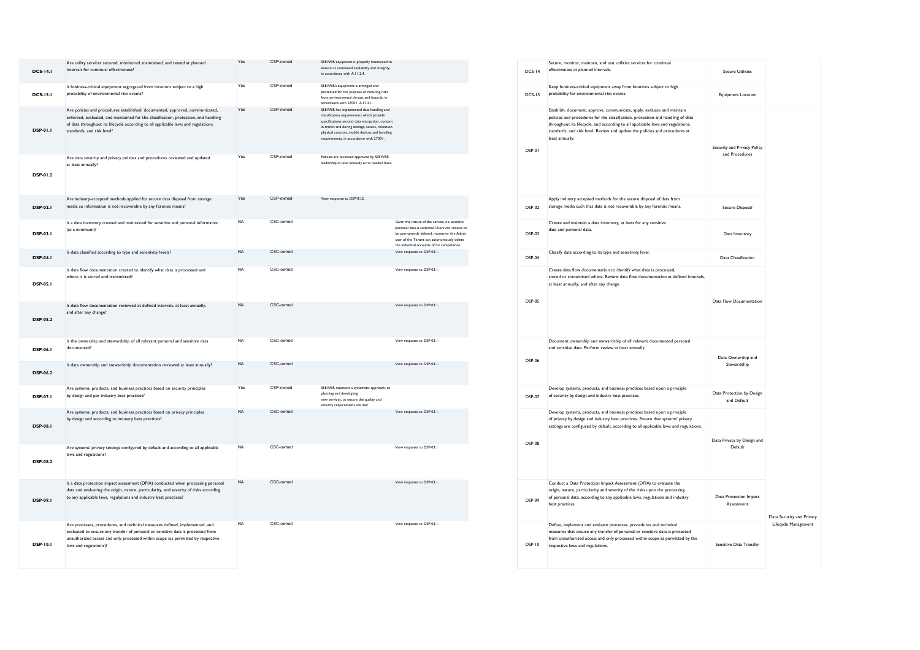| Question ID | Question | CSP CAIQ Answer | SSRM Control Ownership | CSP Implementation Description (Optional/Recommended) | CSC Responsibilities (Optional/Recommended) | Control ID | Control Specification | Control Title | Control Domain |
|---|---|---|---|---|---|---|---|---|---|
| DCS-14.1 | Are utility services secured, monitored, maintained, and tested at planned intervals for continual effectiveness? | Yes | CSP-owned | SEEWEB equipment is properly maintained to ensure its continued availability and integrity, in accordance with A.11.2.4. | | DCS-14 | Secure, monitor, maintain, and test utilities services for continual effectiveness at planned intervals. | Secure Utilities | |
| DCS-15.1 | Is business-critical equipment segregated from locations subject to a high probability of environmental risk events? | Yes | CSP-owned | SEEWEB's equipment is arranged and protected for the purpose of reducing risks from environmental threats and hazards, in accordance with 27001: A.11.2.1. | | DCS-15 | Keep business-critical equipment away from locations subject to high probability for environmental risk events. | Equipment Location | |
| DSP-01.1 | Are policies and procedures established, documented, approved, communicated, enforced, evaluated, and maintained for the classification, protection, and handling of data throughout its lifecycle according to all applicable laws and regulations, standards, and risk level? | Yes | CSP-owned | SEEWEB has implemented data handling and classification requirements which provide specifications around data encryption, content in transit and during storage, access, retention, physical controls, mobile devices and handling requirements, in accordance with 27001. | | DSP-01 | Establish, document, approve, communicate, apply, evaluate and maintain policies and procedures for the classification, protection and handling of data throughout its lifecycle, and according to all applicable laws and regulations, standards, and risk level. Review and update the policies and procedures at least annually. | Security and Privacy Policy and Procedures | Data Security and Privacy Lifecycle Management |
| DSP-01.2 | Are data security and privacy policies and procedures reviewed and updated at least annually? | Yes | CSP-owned | Policies are reviewed approved by SEEWEB leadership at least annually or as needed basis. | | | | | |
| DSP-02.1 | Are industry-accepted methods applied for secure data disposal from storage media so information is not recoverable by any forensic means? | Yes | CSP-owned | View response to DSP-01.2. | | DSP-02 | Apply industry accepted methods for the secure disposal of data from storage media such that data is not recoverable by any forensic means. | Secure Disposal | |
| DSP-03.1 | Is a data inventory created and maintained for sensitive and personal information (at a minimum)? | NA | CSC-owned | | Given the nature of the service, no sensitive personal data is collected Users can receive to be permanently deleted, moreover the Admin user of the Tenant can autonomously delete the individual accounts of his competence | DSP-03 | Create and maintain a data inventory, at least for any sensitive data and personal data. | Data Inventory | |
| DSP-04.1 | Is data classified according to type and sensitivity levels? | NA | CSC-owned | | View response to DSP-03.1. | DSP-04 | Classify data according to its type and sensitivity level. | Data Classification | |
| DSP-05.1 | Is data flow documentation created to identify what data is processed and where it is stored and transmitted? | NA | CSC-owned | | View response to DSP-03.1. | DSP-05 | Create data flow documentation to identify what data is processed, stored or transmitted where. Review data flow documentation at defined intervals, at least annually, and after any change. | Data Flow Documentation | |
| DSP-05.2 | Is data flow documentation reviewed at defined intervals, at least annually, and after any change? | NA | CSC-owned | | View response to DSP-03.1. | | | | |
| DSP-06.1 | Is the ownership and stewardship of all relevant personal and sensitive data documented? | NA | CSC-owned | | View response to DSP-03.1. | DSP-06 | Document ownership and stewardship of all relevant documented personal and sensitive data. Perform review at least annually. | Data Ownership and Stewardship | |
| DSP-06.2 | Is data ownership and stewardship documentation reviewed at least annually? | NA | CSC-owned | | View response to DSP-03.1. | | | | |
| DSP-07.1 | Are systems, products, and business practices based on security principles by design and per industry best practices? | Yes | CSP-owned | SEEWEB maintains a systematic approach, to planning and developing new services, to ensure the quality and security requirements are met | | DSP-07 | Develop systems, products, and business practices based upon a principle of security by design and industry best practices. | Data Protection by Design and Default | |
| DSP-08.1 | Are systems, products, and business practices based on privacy principles by design and according to industry best practices? | NA | CSC-owned | | View response to DSP-03.1. | DSP-08 | Develop systems, products, and business practices based upon a principle of privacy by design and industry best practices. Ensure that systems' privacy settings are configured by default, according to all applicable laws and regulations. | Data Privacy by Design and Default | |
| DSP-08.2 | Are systems' privacy settings configured by default and according to all applicable laws and regulations? | NA | CSC-owned | | View response to DSP-03.1. | | | | |
| DSP-09.1 | Is a data protection impact assessment (DPIA) conducted when processing personal data and evaluating the origin, nature, particularity, and severity of risks according to any applicable laws, regulations and industry best practices? | NA | CSC-owned | | View response to DSP-03.1. | DSP-09 | Conduct a Data Protection Impact Assessment (DPIA) to evaluate the origin, nature, particularity and severity of the risks upon the processing of personal data, according to any applicable laws, regulations and industry best practices. | Data Protection Impact Assessment | |
| DSP-10.1 | Are processes, procedures, and technical measures defined, implemented, and evaluated to ensure any transfer of personal or sensitive data is protected from unauthorized access and only processed within scope (as permitted by respective laws and regulations)? | NA | CSC-owned | | View response to DSP-03.1. | DSP-10 | Define, implement and evaluate processes, procedures and technical measures that ensure any transfer of personal or sensitive data is protected from unauthorized access and only processed within scope as permitted by the respective laws and regulations. | Sensitive Data Transfer | |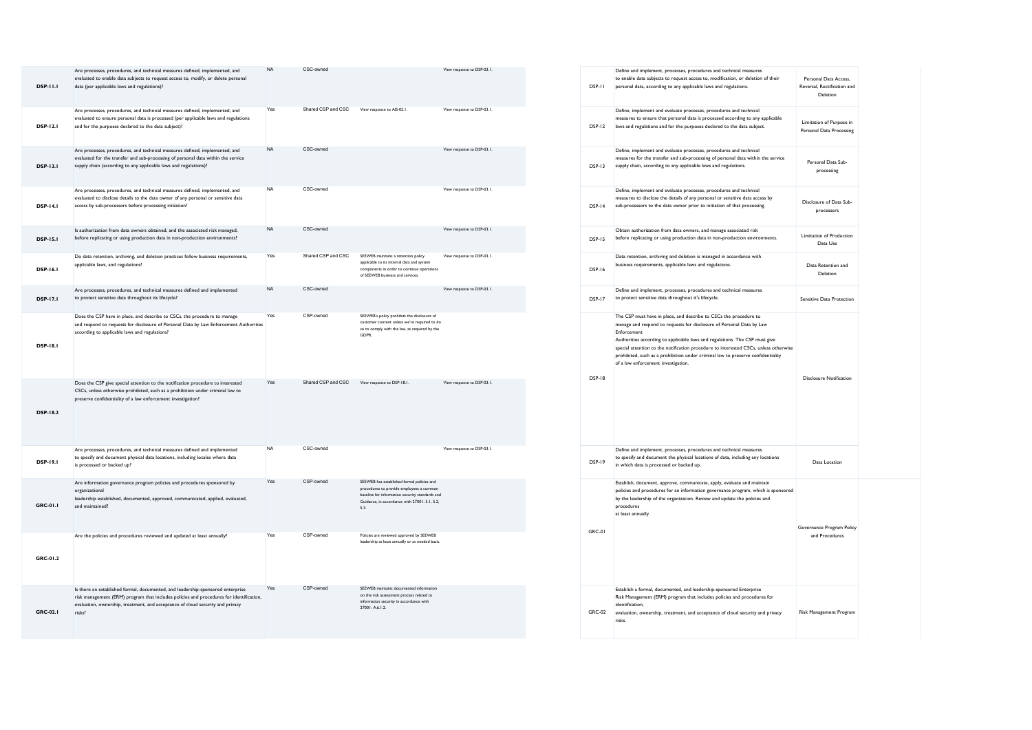| Question ID | Question | CSP CAIQ Answer | SSRM Control Ownership | CSP Implementation Description | CSC Responsibilities | Control ID | Control Specification | Control Title |
|---|---|---|---|---|---|---|---|---|
| DSP-11.1 | Are processes, procedures, and technical measures defined, implemented, and evaluated to enable data subjects to request access to, modify, or delete personal data (per applicable laws and regulations)? | NA | CSC-owned | | View response to DSP-03.1. | DSP-11 | Define and implement, processes, procedures and technical measures to enable data subjects to request access to, modification, or deletion of their personal data, according to any applicable laws and regulations. | Personal Data Access, Reversal, Rectification and Deletion |
| DSP-12.1 | Are processes, procedures, and technical measures defined, implemented, and evaluated to ensure personal data is processed (per applicable laws and regulations and for the purposes declared to the data subject)? | Yes | Shared CSP and CSC | View response to AIS-02.1. | View response to DSP-03.1. | DSP-12 | Define, implement and evaluate processes, procedures and technical measures to ensure that personal data is processed according to any applicable laws and regulations and for the purposes declared to the data subject. | Limitation of Purpose in Personal Data Processing |
| DSP-13.1 | Are processes, procedures, and technical measures defined, implemented, and evaluated for the transfer and sub-processing of personal data within the service supply chain (according to any applicable laws and regulations)? | NA | CSC-owned | | View response to DSP-03.1. | DSP-13 | Define, implement and evaluate processes, procedures and technical measures for the transfer and sub-processing of personal data within the service supply chain, according to any applicable laws and regulations. | Personal Data Sub-processing |
| DSP-14.1 | Are processes, procedures, and technical measures defined, implemented, and evaluated to disclose details to the data owner of any personal or sensitive data access by sub-processors before processing initiation? | NA | CSC-owned | | View response to DSP-03.1. | DSP-14 | Define, implement and evaluate processes, procedures and technical measures to disclose the details of any personal or sensitive data access by sub-processors to the data owner prior to initiation of that processing. | Disclosure of Data Sub-processors |
| DSP-15.1 | Is authorization from data owners obtained, and the associated risk managed, before replicating or using production data in non-production environments? | NA | CSC-owned | | View response to DSP-03.1. | DSP-15 | Obtain authorization from data owners, and manage associated risk before replicating or using production data in non-production environments. | Limitation of Production Data Use |
| DSP-16.1 | Do data retention, archiving, and deletion practices follow business requirements, applicable laws, and regulations? | Yes | Shared CSP and CSC | SEEWEB maintains a retention policy applicable to its internal data and system components in order to continue operations of SEEWEB business and services. | View response to DSP-03.1. | DSP-16 | Data retention, archiving and deletion is managed in accordance with business requirements, applicable laws and regulations. | Data Retention and Deletion |
| DSP-17.1 | Are processes, procedures, and technical measures defined and implemented to protect sensitive data throughout its lifecycle? | NA | CSC-owned | | View response to DSP-03.1. | DSP-17 | Define and implement, processes, procedures and technical measures to protect sensitive data throughout it's lifecycle. | Sensitive Data Protection |
| DSP-18.1 | Does the CSP have in place, and describe to CSCs, the procedure to manage and respond to requests for disclosure of Personal Data by Law Enforcement Authorities according to applicable laws and regulations? | Yes | CSP-owned | SEEWEB's policy prohibits the disclosure of customer content unless we're required to do so to comply with the law, as required by the GDPR. | | DSP-18 | The CSP must have in place, and describe to CSCs the procedure to manage and respond to requests for disclosure of Personal Data by Law Enforcement Authorities according to applicable laws and regulations. The CSP must give special attention to the notification procedure to interested CSCs, unless otherwise prohibited, such as a prohibition under criminal law to preserve confidentiality of a law enforcement investigation. | Disclosure Notification |
| DSP-18.2 | Does the CSP give special attention to the notification procedure to interested CSCs, unless otherwise prohibited, such as a prohibition under criminal law to preserve confidentiality of a law enforcement investigation? | Yes | Shared CSP and CSC | View response to DSP-18.1. | View response to DSP-03.1. | | | |
| DSP-19.1 | Are processes, procedures, and technical measures defined and implemented to specify and document physical data locations, including locales where data is processed or backed up? | NA | CSC-owned | | View response to DSP-03.1. | DSP-19 | Define and implement, processes, procedures and technical measures to specify and document the physical locations of data, including any locations in which data is processed or backed up. | Data Location |
| GRC-01.1 | Are information governance program policies and procedures sponsored by organizational leadership established, documented, approved, communicated, applied, evaluated, and maintained? | Yes | CSP-owned | SEEWEB has established formal policies and procedures to provide employees a common baseline for information security standards and Guidance, in accordance with 27001: 5.1, 5.2, 5.3. | | GRC-01 | Establish, document, approve, communicate, apply, evaluate and maintain policies and procedures for an information governance program, which is sponsored by the leadership of the organization. Review and update the policies and procedures at least annually. | Governance Program Policy and Procedures |
| GRC-01.2 | Are the policies and procedures reviewed and updated at least annually? | Yes | CSP-owned | Policies are reviewed approved by SEEWEB leadership at least annually or as needed basis. | | | | |
| GRC-02.1 | Is there an established formal, documented, and leadership-sponsored enterprise risk management (ERM) program that includes policies and procedures for identification, evaluation, ownership, treatment, and acceptance of cloud security and privacy risks? | Yes | CSP-owned | SEEWEB maintains documented information on the risk assessment process related to information security in accordance with 27001: A.6.1.2. | | GRC-02 | Establish a formal, documented, and leadership-sponsored Enterprise Risk Management (ERM) program that includes policies and procedures for identification, evaluation, ownership, treatment, and acceptance of cloud security and privacy risks. | Risk Management Program |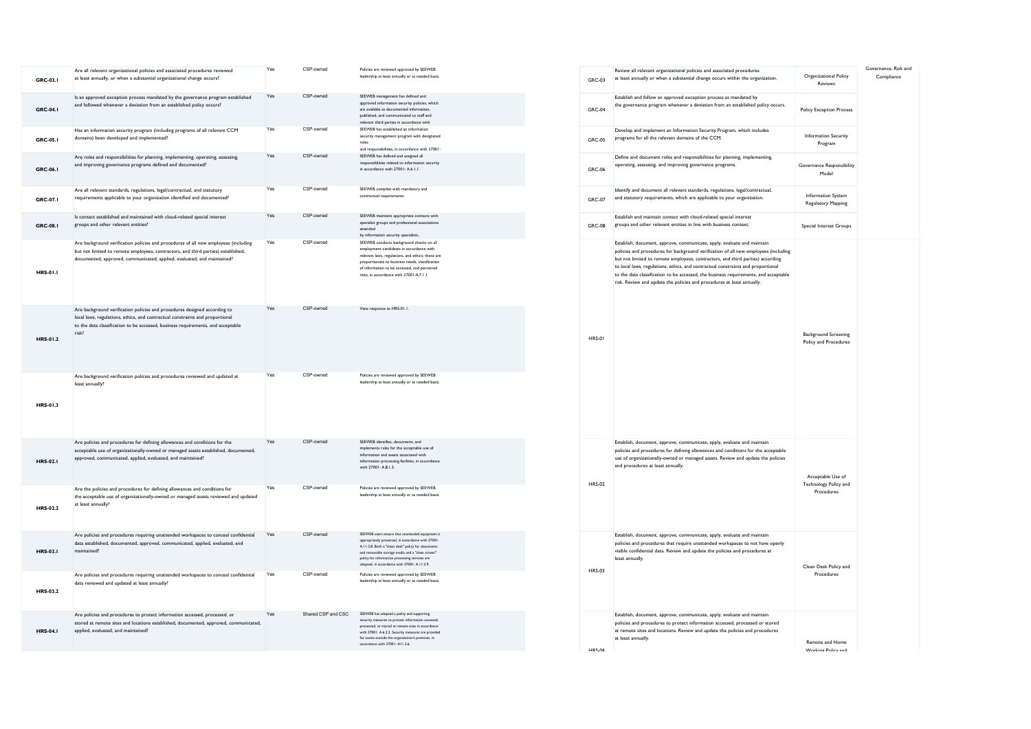| Question ID | Question | CSP CAIQ Answer | SSRM Control Ownership | CSP Implementation Description | Control ID | Control Specification | Control Title | Control Domain |
|---|---|---|---|---|---|---|---|---|
| GRC-03.1 | Are all relevant organizational policies and associated procedures reviewed at least annually, or when a substantial organizational change occurs? | Yes | CSP-owned | Policies are reviewed approved by SEEWEB leadership at least annually or as needed basis. | GRC-03 | Review all relevant organizational policies and associated procedures at least annually or when a substantial change occurs within the organization. | Organizational Policy Reviews | Governance, Risk and Compliance |
| GRC-04.1 | Is an approved exception process mandated by the governance program established and followed whenever a deviation from an established policy occurs? | Yes | CSP-owned | SEEWEB management has defined and approved information security policies, which are available as documented information, published, and communicated to staff and relevant third parties in accordance with | GRC-04 | Establish and follow an approved exception process as mandated by the governance program whenever a deviation from an established policy occurs. | Policy Exception Process | |
| GRC-05.1 | Has an information security program (including programs of all relevant CCM domains) been developed and implemented? | Yes | CSP-owned | SEEWEB has established an information security management program with designated roles and responsibilities, in accordance with 27001: | GRC-05 | Develop and implement an Information Security Program, which includes programs for all the relevant domains of the CCM. | Information Security Program | |
| GRC-06.1 | Are roles and responsibilities for planning, implementing, operating, assessing, and improving governance programs defined and documented? | Yes | CSP-owned | SEEWEB has defined and assigned all responsibilities related to information security in accordance with 27001: A.6.1.1. | GRC-06 | Define and document roles and responsibilities for planning, implementing, operating, assessing, and improving governance programs. | Governance Responsibility Model | |
| GRC-07.1 | Are all relevant standards, regulations, legal/contractual, and statutory requirements applicable to your organization identified and documented? | Yes | CSP-owned | SEEWEB complies with mandatory and contractual requirements. | GRC-07 | Identify and document all relevant standards, regulations, legal/contractual, and statutory requirements, which are applicable to your organization. | Information System Regulatory Mapping | |
| GRC-08.1 | Is contact established and maintained with cloud-related special interest groups and other relevant entities? | Yes | CSP-owned | SEEWEB maintains appropriate contacts with specialist groups and professional associations attended by information security specialists, | GRC-08 | Establish and maintain contact with cloud-related special interest groups and other relevant entities in line with business context. | Special Interest Groups | |
| HRS-01.1 | Are background verification policies and procedures of all new employees (including but not limited to remote employees, contractors, and third parties) established, documented, approved, communicated, applied, evaluated, and maintained? | Yes | CSP-owned | SEEWEB conducts background checks on all employment candidates in accordance with relevant laws, regulations, and ethics; these are proportionate to business needs, classification of information to be accessed, and perceived risks, in accordance with 27001:A.7.1.1. | HRS-01 | Establish, document, approve, communicate, apply, evaluate and maintain policies and procedures for background verification of all new employees (including but not limited to remote employees, contractors, and third parties) according to local laws, regulations, ethics, and contractual constraints and proportional to the data classification to be accessed, the business requirements, and acceptable risk. Review and update the policies and procedures at least annually. | Background Screening Policy and Procedures | |
| HRS-01.2 | Are background verification policies and procedures designed according to local laws, regulations, ethics, and contractual constraints and proportional to the data classification to be accessed, business requirements, and acceptable risk? | Yes | CSP-owned | View response to HRS-01.1. | | | | |
| HRS-01.3 | Are background verification policies and procedures reviewed and updated at least annually? | Yes | CSP-owned | Policies are reviewed approved by SEEWEB leadership at least annually or as needed basis. | | | | |
| HRS-02.1 | Are policies and procedures for defining allowances and conditions for the acceptable use of organizationally-owned or managed assets established, documented, approved, communicated, applied, evaluated, and maintained? | Yes | CSP-owned | SEEWEB identifies, documents, and implements rules for the acceptable use of information and assets associated with information processing facilities, in accordance with 27001: A.8.1.3. | HRS-02 | Establish, document, approve, communicate, apply, evaluate and maintain policies and procedures for defining allowances and conditions for the acceptable use of organizationally-owned or managed assets. Review and update the policies and procedures at least annually. | Acceptable Use of Technology Policy and Procedures | |
| HRS-02.2 | Are the policies and procedures for defining allowances and conditions for the acceptable use of organizationally-owned or managed assets reviewed and updated at least annually? | Yes | CSP-owned | Policies are reviewed approved by SEEWEB leadership at least annually or as needed basis. | | | | |
| HRS-03.1 | Are policies and procedures requiring unattended workspaces to conceal confidential data established, documented, approved, communicated, applied, evaluated, and maintained? | Yes | CSP-owned | SEEWEB users ensure that unattended equipment is appropriately protected, in accordance with 27001: A.11.2.8. Both a "clean desk" policy for documents and removable storage media and a "clean screen" policy for information processing services are adopted, in accordance with 27001: A.11.2.9. | HRS-03 | Establish, document, approve, communicate, apply, evaluate and maintain policies and procedures that require unattended workspaces to not have openly visible confidential data. Review and update the policies and procedures at least annually. | Clean Desk Policy and Procedures | |
| HRS-03.2 | Are policies and procedures requiring unattended workspaces to conceal confidential data reviewed and updated at least annually? | Yes | CSP-owned | Policies are reviewed approved by SEEWEB leadership at least annually or as needed basis. | | | | |
| HRS-04.1 | Are policies and procedures to protect information accessed, processed, or stored at remote sites and locations established, documented, approved, communicated, applied, evaluated, and maintained? | Yes | Shared CSP and CSC | SEEWEB has adopted a policy and supporting security measures to protect information accessed, processed, or stored at remote sites in accordance with 27001: A.6.2.2. Security measures are provided for assets outside the organization's premises, in accordance with 27001: A.11.2.6. | HRS-04 | Establish, document, approve, communicate, apply, evaluate and maintain policies and procedures to protect information accessed, processed or stored at remote sites and locations. Review and update the policies and procedures at least annually. | Remote and Home Working Policy and | |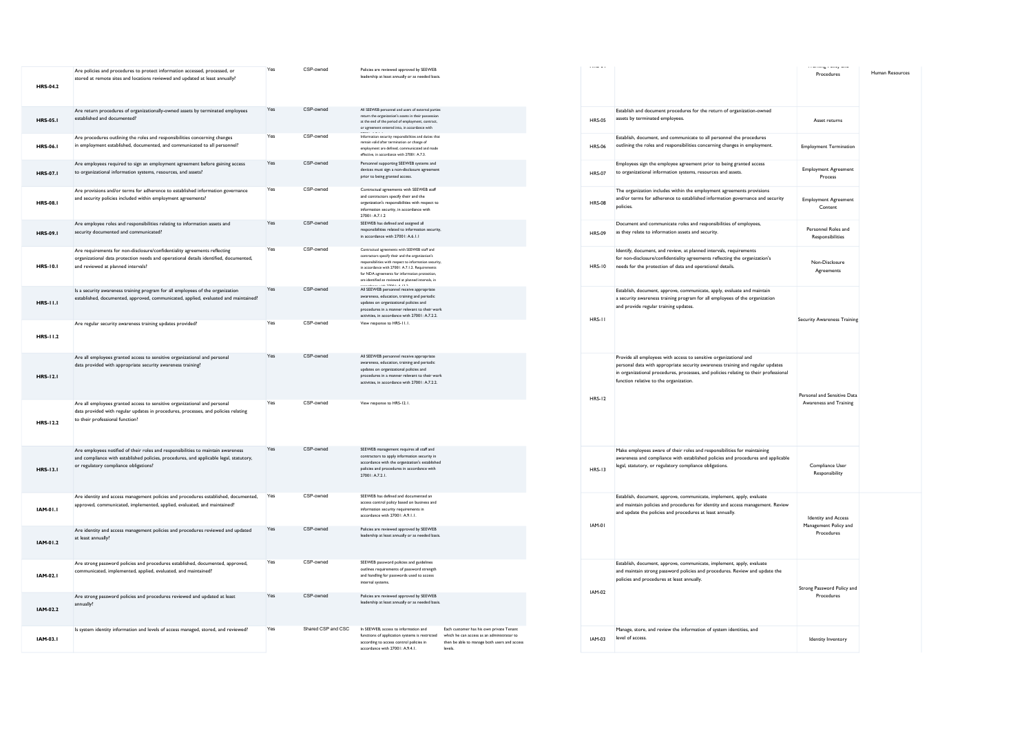| Question ID | Question | CSP CAIQ Answer | SSRM Control Ownership | CSP Implementation Description | CSC Responsibilities | Control ID | Control Specification | Control Title | Domain Title |
|---|---|---|---|---|---|---|---|---|---|
| HRS-04.2 | Are policies and procedures to protect information accessed, processed, or stored at remote sites and locations reviewed and updated at least annually? | Yes | CSP-owned | Policies are reviewed approved by SEEWEB leadership at least annually or as needed basis. | | | | Procedures | Human Resources |
| HRS-05.1 | Are return procedures of organizationally-owned assets by terminated employees established and documented? | Yes | CSP-owned | All SEEWEB personnel and users of external parties return the organization's assets in their possession at the end of the period of employment, contract, or agreement entered into, in accordance with | | HRS-05 | Establish and document procedures for the return of organization-owned assets by terminated employees. | Asset returns | |
| HRS-06.1 | Are procedures outlining the roles and responsibilities concerning changes in employment established, documented, and communicated to all personnel? | Yes | CSP-owned | Information security responsibilities and duties that remain valid after termination or change of employment are defined, communicated and made effective, in accordance with 27001: A.7.3. | | HRS-06 | Establish, document, and communicate to all personnel the procedures outlining the roles and responsibilities concerning changes in employment. | Employment Termination | |
| HRS-07.1 | Are employees required to sign an employment agreement before gaining access to organizational information systems, resources, and assets? | Yes | CSP-owned | Personnel supporting SEEWEB systems and devices must sign a non-disclosure agreement prior to being granted access. | | HRS-07 | Employees sign the employee agreement prior to being granted access to organizational information systems, resources and assets. | Employment Agreement Process | |
| HRS-08.1 | Are provisions and/or terms for adherence to established information governance and security policies included within employment agreements? | Yes | CSP-owned | Contractual agreements with SEEWEB staff and contractors specify their and the organization's responsibilities with respect to information security, in accordance with 27001: A.7.1.2. | | HRS-08 | The organization includes within the employment agreements provisions and/or terms for adherence to established information governance and security policies. | Employment Agreement Content | |
| HRS-09.1 | Are employee roles and responsibilities relating to information assets and security documented and communicated? | Yes | CSP-owned | SEEWEB has defined and assigned all responsibilities related to information security, in accordance with 27001: A.6.1.1 | | HRS-09 | Document and communicate roles and responsibilities of employees, as they relate to information assets and security. | Personnel Roles and Responsibilities | |
| HRS-10.1 | Are requirements for non-disclosure/confidentiality agreements reflecting organizational data protection needs and operational details identified, documented, and reviewed at planned intervals? | Yes | CSP-owned | Contractual agreements with SEEWEB staff and contractors specify their and the organization's responsibilities with respect to information security, in accordance with 27001: A.7.1.2. Requirements for NDA agreements for information protection, are identified ed reviewed at planned intervals, in | | HRS-10 | Identify, document, and review, at planned intervals, requirements for non-disclosure/confidentiality agreements reflecting the organization's needs for the protection of data and operational details. | Non-Disclosure Agreements | |
| HRS-11.1 | Is a security awareness training program for all employees of the organization established, documented, approved, communicated, applied, evaluated and maintained? | Yes | CSP-owned | All SEEWEB personnel receive appropriate awareness, education, training and periodic updates on organizational policies and procedures in a manner relevant to their work activities, in accordance with 27001: A.7.2.2. | | HRS-11 | Establish, document, approve, communicate, apply, evaluate and maintain a security awareness training program for all employees of the organization and provide regular training updates. | Security Awareness Training | |
| HRS-11.2 | Are regular security awareness training updates provided? | Yes | CSP-owned | View response to HRS-11.1. | | | | | |
| HRS-12.1 | Are all employees granted access to sensitive organizational and personal data provided with appropriate security awareness training? | Yes | CSP-owned | All SEEWEB personnel receive appropriate awareness, education, training and periodic updates on organizational policies and procedures in a manner relevant to their work activities, in accordance with 27001: A.7.2.2. | | HRS-12 | Provide all employees with access to sensitive organizational and personal data with appropriate security awareness training and regular updates in organizational procedures, processes, and policies relating to their professional function relative to the organization. | Personal and Sensitive Data Awareness and Training | |
| HRS-12.2 | Are all employees granted access to sensitive organizational and personal data provided with regular updates in procedures, processes, and policies relating to their professional function? | Yes | CSP-owned | View response to HRS-12.1. | | | | | |
| HRS-13.1 | Are employees notified of their roles and responsibilities to maintain awareness and compliance with established policies, procedures, and applicable legal, statutory, or regulatory compliance obligations? | Yes | CSP-owned | SEEWEB management requires all staff and contractors to apply information security in accordance with the organization's established policies and procedures in accordance with 27001: A.7.2.1. | | HRS-13 | Make employees aware of their roles and responsibilities for maintaining awareness and compliance with established policies and procedures and applicable legal, statutory, or regulatory compliance obligations. | Compliance User Responsibility | |
| IAM-01.1 | Are identity and access management policies and procedures established, documented, approved, communicated, implemented, applied, evaluated, and maintained? | Yes | CSP-owned | SEEWEB has defined and documented an access control policy based on business and information security requirements in accordance with 27001: A.9.1.1. | | IAM-01 | Establish, document, approve, communicate, implement, apply, evaluate and maintain policies and procedures for identity and access management. Review and update the policies and procedures at least annually. | Identity and Access Management Policy and Procedures | |
| IAM-01.2 | Are identity and access management policies and procedures reviewed and updated at least annually? | Yes | CSP-owned | Policies are reviewed approved by SEEWEB leadership at least annually or as needed basis. | | | | | |
| IAM-02.1 | Are strong password policies and procedures established, documented, approved, communicated, implemented, applied, evaluated, and maintained? | Yes | CSP-owned | SEEWEB password policies and guidelines outlines requirements of password strength and handling for passwords used to access internal systems. | | IAM-02 | Establish, document, approve, communicate, implement, apply, evaluate and maintain strong password policies and procedures. Review and update the policies and procedures at least annually. | Strong Password Policy and Procedures | |
| IAM-02.2 | Are strong password policies and procedures reviewed and updated at least annually? | Yes | CSP-owned | Policies are reviewed approved by SEEWEB leadership at least annually or as needed basis. | | | | | |
| IAM-03.1 | Is system identity information and levels of access managed, stored, and reviewed? | Yes | Shared CSP and CSC | In SEEWEB, access to information and functions of application systems is restricted according to access control policies in accordance with 27001: A.9.4.1. | Each customer has his own private Tenant which he can access as an administrator to then be able to manage both users and access levels. | IAM-03 | Manage, store, and review the information of system identities, and level of access. | Identity Inventory | |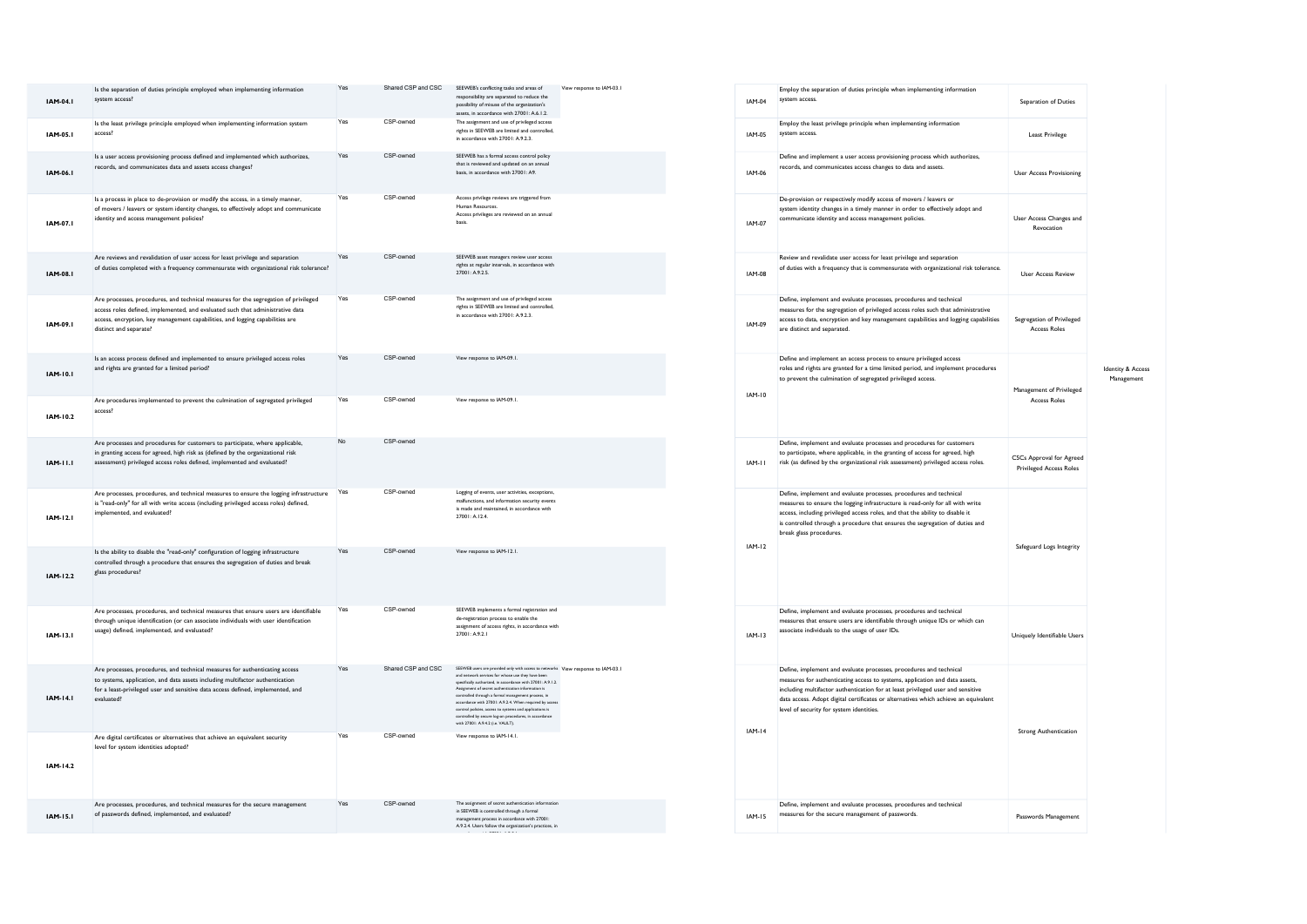| Question ID | Question | CSP CAIQ Answer | SSRM Control Ownership | CSP Implementation Description (Optional/Recommended) | CSC Responsibilities (Optional/Recommended) | Control ID | Control Specification | Control Title | Control Domain |
|---|---|---|---|---|---|---|---|---|---|
| IAM-04.1 | Is the separation of duties principle employed when implementing information system access? | Yes | Shared CSP and CSC | SEEWEB's conflicting tasks and areas of responsibility are separated to reduce the possibility of misuse of the organization's assets, in accordance with 27001: A.6.1.2. | View response to IAM-03.1 | IAM-04 | Employ the separation of duties principle when implementing information system access. | Separation of Duties | Identity & Access Management |
| IAM-05.1 | Is the least privilege principle employed when implementing information system access? | Yes | CSP-owned | The assignment and use of privileged access rights in SEEWEB are limited and controlled, in accordance with 27001: A.9.2.3. | | IAM-05 | Employ the least privilege principle when implementing information system access. | Least Privilege | |
| IAM-06.1 | Is a user access provisioning process defined and implemented which authorizes, records, and communicates data and assets access changes? | Yes | CSP-owned | SEEWEB has a formal access control policy that is reviewed and updated on an annual basis, in accordance with 27001: A9. | | IAM-06 | Define and implement a user access provisioning process which authorizes, records, and communicates access changes to data and assets. | User Access Provisioning | |
| IAM-07.1 | Is a process in place to de-provision or modify the access, in a timely manner, of movers / leavers or system identity changes, to effectively adopt and communicate identity and access management policies? | Yes | CSP-owned | Access privilege reviews are triggered from Human Resources. Access privileges are reviewed on an annual basis. | | IAM-07 | De-provision or respectively modify access of movers / leavers or system identity changes in a timely manner in order to effectively adopt and communicate identity and access management policies. | User Access Changes and Revocation | |
| IAM-08.1 | Are reviews and revalidation of user access for least privilege and separation of duties completed with a frequency commensurate with organizational risk tolerance? | Yes | CSP-owned | SEEWEB asset managers review user access rights at regular intervals, in accordance with 27001: A.9.2.5. | | IAM-08 | Review and revalidate user access for least privilege and separation of duties with a frequency that is commensurate with organizational risk tolerance. | User Access Review | |
| IAM-09.1 | Are processes, procedures, and technical measures for the segregation of privileged access roles defined, implemented, and evaluated such that administrative data access, encryption, key management capabilities, and logging capabilities are distinct and separate? | Yes | CSP-owned | The assignment and use of privileged access rights in SEEWEB are limited and controlled, in accordance with 27001: A.9.2.3. | | IAM-09 | Define, implement and evaluate processes, procedures and technical measures for the segregation of privileged access roles such that administrative access to data, encryption and key management capabilities and logging capabilities are distinct and separated. | Segregation of Privileged Access Roles | |
| IAM-10.1 | Is an access process defined and implemented to ensure privileged access roles and rights are granted for a limited period? | Yes | CSP-owned | View response to IAM-09.1. | | IAM-10 | Define and implement an access process to ensure privileged access roles and rights are granted for a time limited period, and implement procedures to prevent the culmination of segregated privileged access. | Management of Privileged Access Roles | |
| IAM-10.2 | Are procedures implemented to prevent the culmination of segregated privileged access? | Yes | CSP-owned | View response to IAM-09.1. | | | | | |
| IAM-11.1 | Are processes and procedures for customers to participate, where applicable, in granting access for agreed, high risk as (defined by the organizational risk assessment) privileged access roles defined, implemented and evaluated? | No | CSP-owned | | | IAM-11 | Define, implement and evaluate processes and procedures for customers to participate, where applicable, in the granting of access for agreed, high risk (as defined by the organizational risk assessment) privileged access roles. | CSCs Approval for Agreed Privileged Access Roles | |
| IAM-12.1 | Are processes, procedures, and technical measures to ensure the logging infrastructure is "read-only" for all with write access (including privileged access roles) defined, implemented, and evaluated? | Yes | CSP-owned | Logging of events, user activities, exceptions, malfunctions, and information security events is made and maintained, in accordance with 27001: A.12.4. | | IAM-12 | Define, implement and evaluate processes, procedures and technical measures to ensure the logging infrastructure is read-only for all with write access, including privileged access roles, and that the ability to disable it is controlled through a procedure that ensures the segregation of duties and break glass procedures. | Safeguard Logs Integrity | |
| IAM-12.2 | Is the ability to disable the "read-only" configuration of logging infrastructure controlled through a procedure that ensures the segregation of duties and break glass procedures? | Yes | CSP-owned | View response to IAM-12.1. | | | | | |
| IAM-13.1 | Are processes, procedures, and technical measures that ensure users are identifiable through unique identification (or can associate individuals with user identification usage) defined, implemented, and evaluated? | Yes | CSP-owned | SEEWEB implements a formal registration and de-registration process to enable the assignment of access rights, in accordance with 27001: A.9.2.1 | | IAM-13 | Define, implement and evaluate processes, procedures and technical measures that ensure users are identifiable through unique IDs or which can associate individuals to the usage of user IDs. | Uniquely Identifiable Users | |
| IAM-14.1 | Are processes, procedures, and technical measures for authenticating access to systems, application, and data assets including multifactor authentication for a least-privileged user and sensitive data access defined, implemented, and evaluated? | Yes | Shared CSP and CSC | SEEWEB users are provided only with access to networks and network services for whose use they have been specifically authorized, in accordance with 27001: A.9.1.2. Assignment of secret authentication information is controlled through a formal management process, in accordance with 27001: A.9.2.4. When required by access control policies, access to systems and applications is controlled by secure log-on procedures, in accordance with 27001: A.9.4.2 (i.e. VAULT). | View response to IAM-03.1 | IAM-14 | Define, implement and evaluate processes, procedures and technical measures for authenticating access to systems, application and data assets, including multifactor authentication for at least privileged user and sensitive data access. Adopt digital certificates or alternatives which achieve an equivalent level of security for system identities. | Strong Authentication | |
| IAM-14.2 | Are digital certificates or alternatives that achieve an equivalent security level for system identities adopted? | Yes | CSP-owned | View response to IAM-14.1. | | | | | |
| IAM-15.1 | Are processes, procedures, and technical measures for the secure management of passwords defined, implemented, and evaluated? | Yes | CSP-owned | The assignment of secret authentication information in SEEWEB is controlled through a formal management process in accordance with 27001: A.9.2.4. Users follow the organization's practices, in | | IAM-15 | Define, implement and evaluate processes, procedures and technical measures for the secure management of passwords. | Passwords Management | |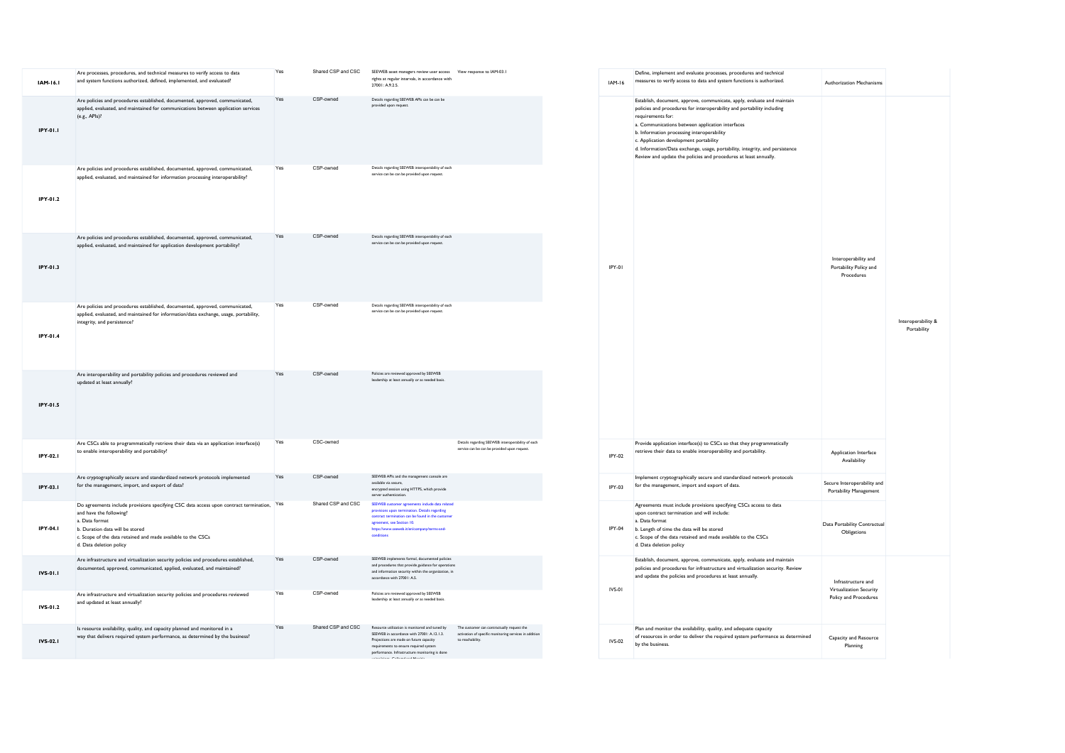| | | | | | | | | | | |
|---|---|---|---|---|---|---|---|---|---|---|
| IAM-16.1 | Are processes, procedures, and technical measures to verify access to data and system functions authorized, defined, implemented, and evaluated? | Yes | Shared CSP and CSC | SEEWEB asset managers review user access rights at regular intervals, in accordance with 27001: A.9.2.5. | View response to IAM-03.1 | IAM-16 | Define, implement and evaluate processes, procedures and technical measures to verify access to data and system functions is authorized. | Authorization Mechanisms | |
| IPY-01.1 | Are policies and procedures established, documented, approved, communicated, applied, evaluated, and maintained for communications between application services (e.g., APIs)? | Yes | CSP-owned | Details regarding SEEWEB APIs can be can be provided upon request. | | IPY-01 | Establish, document, approve, communicate, apply, evaluate and maintain policies and procedures for interoperability and portability including requirements for: a. Communications between application interfaces b. Information processing interoperability c. Application development portability d. Information/Data exchange, usage, portability, integrity, and persistence Review and update the policies and procedures at least annually. | Interoperability and Portability Policy and Procedures | Interoperability & Portability |
| IPY-01.2 | Are policies and procedures established, documented, approved, communicated, applied, evaluated, and maintained for information processing interoperability? | Yes | CSP-owned | Details regarding SEEWEB interoperability of each service can be can be provided upon request. | | | | | |
| IPY-01.3 | Are policies and procedures established, documented, approved, communicated, applied, evaluated, and maintained for application development portability? | Yes | CSP-owned | Details regarding SEEWEB interoperability of each service can be can be provided upon request. | | | | | |
| IPY-01.4 | Are policies and procedures established, documented, approved, communicated, applied, evaluated, and maintained for information/data exchange, usage, portability, integrity, and persistence? | Yes | CSP-owned | Details regarding SEEWEB interoperability of each service can be can be provided upon request. | | | | | |
| IPY-01.5 | Are interoperability and portability policies and procedures reviewed and updated at least annually? | Yes | CSP-owned | Policies are reviewed approved by SEEWEB leadership at least annually or as needed basis. | | | | | |
| IPY-02.1 | Are CSCs able to programmatically retrieve their data via an application interface(s) to enable interoperability and portability? | Yes | CSC-owned | | Details regarding SEEWEB interoperability of each service can be can be provided upon request. | IPY-02 | Provide application interface(s) to CSCs so that they programmatically retrieve their data to enable interoperability and portability. | Application Interface Availability | |
| IPY-03.1 | Are cryptographically secure and standardized network protocols implemented for the management, import, and export of data? | Yes | CSP-owned | SEEWEB APIs and the management console are available via secure, encrypted session using HTTPS, which provide server authentication. | | IPY-03 | Implement cryptographically secure and standardized network protocols for the management, import and export of data. | Secure Interoperability and Portability Management | |
| IPY-04.1 | Do agreements include provisions specifying CSC data access upon contract termination, and have the following? a. Data format b. Duration data will be stored c. Scope of the data retained and made available to the CSCs d. Data deletion policy | Yes | Shared CSP and CSC | SEEWEB customer agreements include data related provisions upon termination. Details regarding contract termination can be found in the customer agreement, see Section 10. https://www.seeweb.it/en/company/terms-and-conditions | | IPY-04 | Agreements must include provisions specifying CSCs access to data upon contract termination and will include: a. Data format b. Length of time the data will be stored c. Scope of the data retained and made available to the CSCs d. Data deletion policy | Data Portability Contractual Obligations | |
| IVS-01.1 | Are infrastructure and virtualization security policies and procedures established, documented, approved, communicated, applied, evaluated, and maintained? | Yes | CSP-owned | SEEWEB implements formal, documented policies and procedures that provide guidance for operations and information security within the organization, in accordance with 27001: A.5. | | IVS-01 | Establish, document, approve, communicate, apply, evaluate and maintain policies and procedures for infrastructure and virtualization security. Review and update the policies and procedures at least annually. | Infrastructure and Virtualization Security Policy and Procedures | |
| IVS-01.2 | Are infrastructure and virtualization security policies and procedures reviewed and updated at least annually? | Yes | CSP-owned | Policies are reviewed approved by SEEWEB leadership at least annually or as needed basis. | | | | | |
| IVS-02.1 | Is resource availability, quality, and capacity planned and monitored in a way that delivers required system performance, as determined by the business? | Yes | Shared CSP and CSC | Resource utilization is monitored and tuned by SEEWEB in accordance with 27001: A.12.1.3. Projections are made on future capacity requirements to ensure required system performance. Infrastructure monitoring is done | The customer can contractually request the activation of specific monitoring services in addition to reachability. | IVS-02 | Plan and monitor the availability, quality, and adequate capacity of resources in order to deliver the required system performance as determined by the business. | Capacity and Resource Planning | |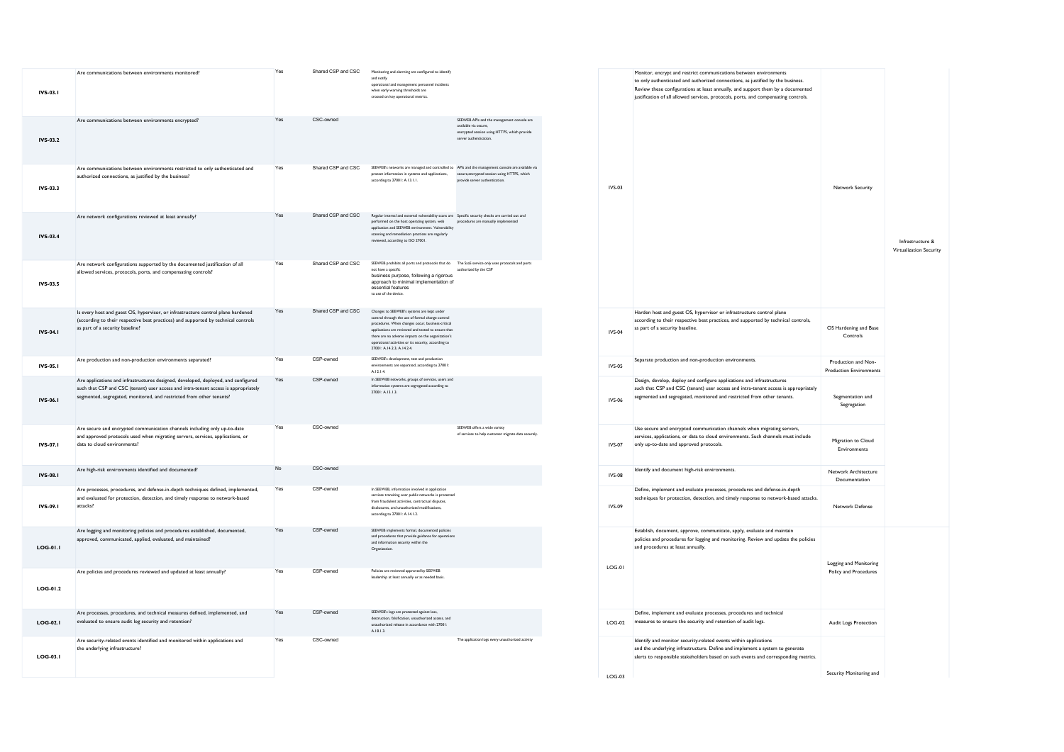| | | | | | | | | | | |
|---|---|---|---|---|---|---|---|---|---|---|
| IVS-03.1 | Are communications between environments monitored? | Yes | Shared CSP and CSC | Monitoring and alarming are configured to identify and notify operational and management personnel incidents when early warning thresholds are crossed on key operational metrics. | | IVS-03 | Monitor, encrypt and restrict communications between environments to only authenticated and authorized connections, as justified by the business. Review these configurations at least annually, and support them by a documented justification of all allowed services, protocols, ports, and compensating controls. | Network Security | Infrastructure & Virtualization Security |
| IVS-03.2 | Are communications between environments encrypted? | Yes | CSC-owned | | SEEWEB APIs and the management console are available via secure, encrypted session using HTTPS, which provide server authentication. | | | | |
| IVS-03.3 | Are communications between environments restricted to only authenticated and authorized connections, as justified by the business? | Yes | Shared CSP and CSC | SEEWEB's networks are managed and controlled to protect information in systems and applications, according to 27001: A.13.1.1. | APIs and the management console are available via secure,encrypted session using HTTPS, which provide server authentication. | | | | |
| IVS-03.4 | Are network configurations reviewed at least annually? | Yes | Shared CSP and CSC | Regular internal and external vulnerability scans are performed on the host operating system, web application and SEEWEB environment. Vulnerability scanning and remediation practices are regularly reviewed, according to ISO 27001. | Specific security checks are carried out and procedures are manually implemented | | | | |
| IVS-03.5 | Are network configurations supported by the documented justification of all allowed services, protocols, ports, and compensating controls? | Yes | Shared CSP and CSC | SEEWEB prohibits all ports and protocols that do not have a specific business purpose, following a rigorous approach to minimal implementation of essential features to use of the device. | The SaaS service only uses protocols and ports authorized by the CSP | | | | |
| IVS-04.1 | Is every host and guest OS, hypervisor, or infrastructure control plane hardened (according to their respective best practices) and supported by technical controls as part of a security baseline? | Yes | Shared CSP and CSC | Changes to SEEWEB's systems are kept under control through the use of formal change control procedures. When changes occur, business-critical applications are reviewed and tested to ensure that there are no adverse impacts on the organization's operational activities or its security, according to 27001: A.14.2.2, A.14.2.4. | | IVS-04 | Harden host and guest OS, hypervisor or infrastructure control plane according to their respective best practices, and supported by technical controls, as part of a security baseline. | OS Hardening and Base Controls | |
| IVS-05.1 | Are production and non-production environments separated? | Yes | CSP-owned | SEEWEB's development, test and production environments are separated, according to 27001: A.12.1.4. | | IVS-05 | Separate production and non-production environments. | Production and Non-Production Environments | |
| IVS-06.1 | Are applications and infrastructures designed, developed, deployed, and configured such that CSP and CSC (tenant) user access and intra-tenant access is appropriately segmented, segregated, monitored, and restricted from other tenants? | Yes | CSP-owned | In SEEWEB networks, groups of services, users and information systems are segregated according to 27001: A.13.1.3. | | IVS-06 | Design, develop, deploy and configure applications and infrastructures such that CSP and CSC (tenant) user access and intra-tenant access is appropriately segmented and segregated, monitored and restricted from other tenants. | Segmentation and Segregation | |
| IVS-07.1 | Are secure and encrypted communication channels including only up-to-date and approved protocols used when migrating servers, services, applications, or data to cloud environments? | Yes | CSC-owned | | SEEWEB offers a wide variety of services to help customer migrate data securely. | IVS-07 | Use secure and encrypted communication channels when migrating servers, services, applications, or data to cloud environments. Such channels must include only up-to-date and approved protocols. | Migration to Cloud Environments | |
| IVS-08.1 | Are high-risk environments identified and documented? | No | CSC-owned | | | IVS-08 | Identify and document high-risk environments. | Network Architecture Documentation | |
| IVS-09.1 | Are processes, procedures, and defense-in-depth techniques defined, implemented, and evaluated for protection, detection, and timely response to network-based attacks? | Yes | CSP-owned | In SEEWEB, information involved in application services transiting over public networks is protected from fraudulent activities, contractual disputes, disclosures, and unauthorized modifications, according to 27001: A.14.1.2. | | IVS-09 | Define, implement and evaluate processes, procedures and defense-in-depth techniques for protection, detection, and timely response to network-based attacks. | Network Defense | |
| LOG-01.1 | Are logging and monitoring policies and procedures established, documented, approved, communicated, applied, evaluated, and maintained? | Yes | CSP-owned | SEEWEB implements formal, documented policies and procedures that provide guidance for operations and information security within the Organization. | | LOG-01 | Establish, document, approve, communicate, apply, evaluate and maintain policies and procedures for logging and monitoring. Review and update the policies and procedures at least annually. | Logging and Monitoring Policy and Procedures | |
| LOG-01.2 | Are policies and procedures reviewed and updated at least annually? | Yes | CSP-owned | Policies are reviewed approved by SEEWEB leadership at least annually or as needed basis. | | | | | |
| LOG-02.1 | Are processes, procedures, and technical measures defined, implemented, and evaluated to ensure audit log security and retention? | Yes | CSP-owned | SEEWEB's logs are protected against loss, destruction, falsification, unauthorized access, and unauthorized release in accordance with 27001: A.18.1.3. | | LOG-02 | Define, implement and evaluate processes, procedures and technical measures to ensure the security and retention of audit logs. | Audit Logs Protection | |
| LOG-03.1 | Are security-related events identified and monitored within applications and the underlying infrastructure? | Yes | CSC-owned | | The application logs every unauthorized activity | LOG-03 | Identify and monitor security-related events within applications and the underlying infrastructure. Define and implement a system to generate alerts to responsible stakeholders based on such events and corresponding metrics. | Security Monitoring and | |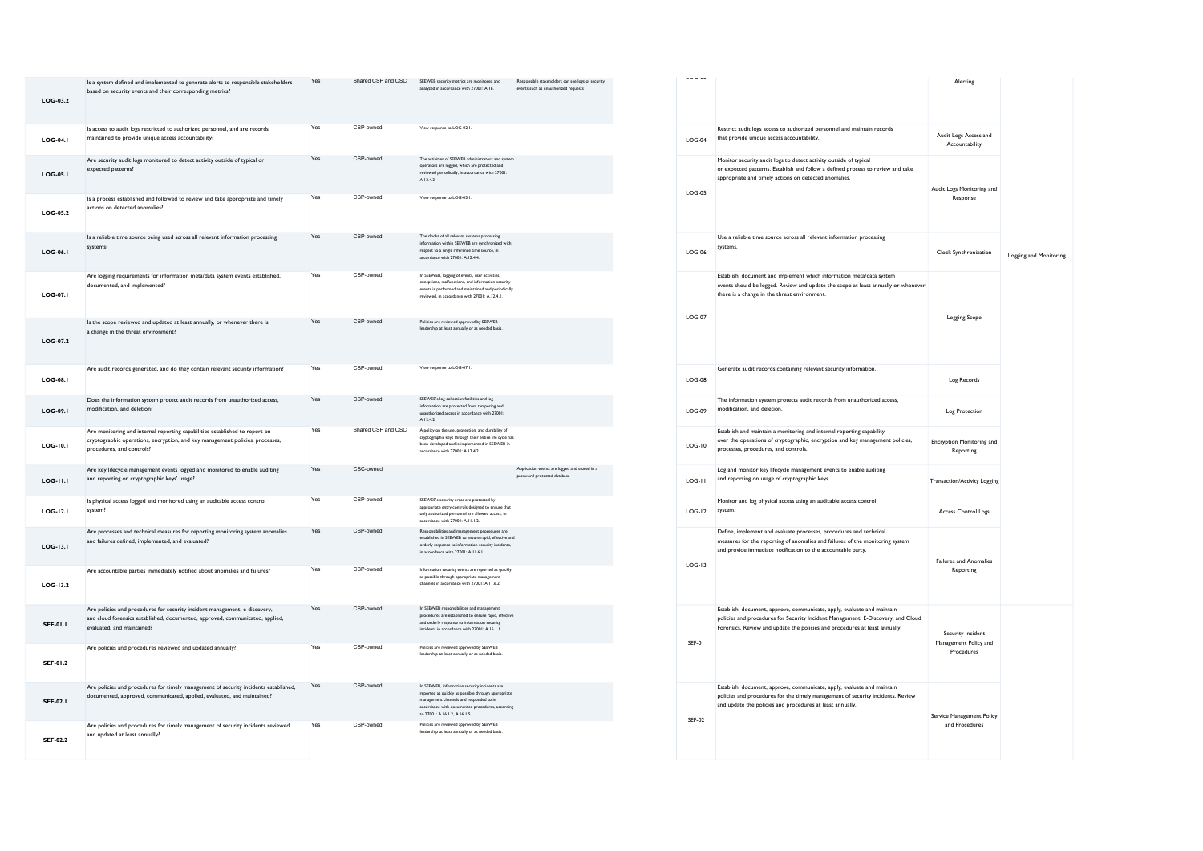| Question ID | Question | CSP CAIQ Answer | SSRM Control Ownership | CSP Implementation Description | CSC Responsibilities | Control ID | Control Specification | Control Title | Domain Title |
|---|---|---|---|---|---|---|---|---|---|
| LOG-03.2 | Is a system defined and implemented to generate alerts to responsible stakeholders based on security events and their corresponding metrics? | Yes | Shared CSP and CSC | SEEWEB security metrics are monitored and analyzed in accordance with 27001: A.16. | Responsible stakeholders can see logs of security events such as unauthorized requests | | | Alerting | Logging and Monitoring |
| LOG-04.1 | Is access to audit logs restricted to authorized personnel, and are records maintained to provide unique access accountability? | Yes | CSP-owned | View response to LOG-02.1. | | LOG-04 | Restrict audit logs access to authorized personnel and maintain records that provide unique access accountability. | Audit Logs Access and Accountability | |
| LOG-05.1 | Are security audit logs monitored to detect activity outside of typical or expected patterns? | Yes | CSP-owned | The activities of SEEWEB administrators and system operators are logged, which are protected and reviewed periodically, in accordance with 27001: A.12.4.3. | | LOG-05 | Monitor security audit logs to detect activity outside of typical or expected patterns. Establish and follow a defined process to review and take appropriate and timely actions on detected anomalies. | Audit Logs Monitoring and Response | |
| LOG-05.2 | Is a process established and followed to review and take appropriate and timely actions on detected anomalies? | Yes | CSP-owned | View response to LOG-05.1. | | | | | |
| LOG-06.1 | Is a reliable time source being used across all relevant information processing systems? | Yes | CSP-owned | The clocks of all relevant systems processing information within SEEWEB are synchronized with respect to a single reference time source, in accordance with 27001: A.12.4.4. | | LOG-06 | Use a reliable time source across all relevant information processing systems. | Clock Synchronization | |
| LOG-07.1 | Are logging requirements for information meta/data system events established, documented, and implemented? | Yes | CSP-owned | In SEEWEB, logging of events, user activities, exceptions, malfunctions, and information security events is performed and maintained and periodically reviewed, in accordance with 27001: A.12.4.1. | | LOG-07 | Establish, document and implement which information meta/data system events should be logged. Review and update the scope at least annually or whenever there is a change in the threat environment. | Logging Scope | |
| LOG-07.2 | Is the scope reviewed and updated at least annually, or whenever there is a change in the threat environment? | Yes | CSP-owned | Policies are reviewed approved by SEEWEB leadership at least annually or as needed basis. | | | | | |
| LOG-08.1 | Are audit records generated, and do they contain relevant security information? | Yes | CSP-owned | View response to LOG-07.1. | | LOG-08 | Generate audit records containing relevant security information. | Log Records | |
| LOG-09.1 | Does the information system protect audit records from unauthorized access, modification, and deletion? | Yes | CSP-owned | SEEWEB's log collection facilities and log information are protected from tampering and unauthorized access in accordance with 27001: A.12.4.2. | | LOG-09 | The information system protects audit records from unauthorized access, modification, and deletion. | Log Protection | |
| LOG-10.1 | Are monitoring and internal reporting capabilities established to report on cryptographic operations, encryption, and key management policies, processes, procedures, and controls? | Yes | Shared CSP and CSC | A policy on the use, protection, and durability of cryptographic keys through their entire life cycle has been developed and is implemented in SEEWEB in accordance with 27001: A.12.4.2. | | LOG-10 | Establish and maintain a monitoring and internal reporting capability over the operations of cryptographic, encryption and key management policies, processes, procedures, and controls. | Encryption Monitoring and Reporting | |
| LOG-11.1 | Are key lifecycle management events logged and monitored to enable auditing and reporting on cryptographic keys' usage? | Yes | CSC-owned | | Application events are logged and stored in a password-protected database | LOG-11 | Log and monitor key lifecycle management events to enable auditing and reporting on usage of cryptographic keys. | Transaction/Activity Logging | |
| LOG-12.1 | Is physical access logged and monitored using an auditable access control system? | Yes | CSP-owned | SEEWEB's security areas are protected by appropriate entry controls designed to ensure that only authorized personnel are allowed access, in accordance with 27001: A.11.1.2. | | LOG-12 | Monitor and log physical access using an auditable access control system. | Access Control Logs | |
| LOG-13.1 | Are processes and technical measures for reporting monitoring system anomalies and failures defined, implemented, and evaluated? | Yes | CSP-owned | Responsibilities and management procedures are established in SEEWEB to ensure rapid, effective and orderly response to information security incidents, in accordance with 27001: A.16.1.1. | | LOG-13 | Define, implement and evaluate processes, procedures and technical measures for the reporting of anomalies and failures of the monitoring system and provide immediate notification to the accountable party. | Failures and Anomalies Reporting | |
| LOG-13.2 | Are accountable parties immediately notified about anomalies and failures? | Yes | CSP-owned | Information security events are reported as quickly as possible through appropriate management channels in accordance with 27001: A.11.6.2. | | | | | |
| SEF-01.1 | Are policies and procedures for security incident management, e-discovery, and cloud forensics established, documented, approved, communicated, applied, evaluated, and maintained? | Yes | CSP-owned | In SEEWEB responsibilities and management procedures are established to ensure rapid, effective and orderly response to information security incidents in accordance with 27001: A.16.1.1. | | SEF-01 | Establish, document, approve, communicate, apply, evaluate and maintain policies and procedures for Security Incident Management, E-Discovery, and Cloud Forensics. Review and update the policies and procedures at least annually. | Security Incident Management Policy and Procedures | |
| SEF-01.2 | Are policies and procedures reviewed and updated annually? | Yes | CSP-owned | Policies are reviewed approved by SEEWEB leadership at least annually or as needed basis. | | | | | |
| SEF-02.1 | Are policies and procedures for timely management of security incidents established, documented, approved, communicated, applied, evaluated, and maintained? | Yes | CSP-owned | In SEEWEB, information security incidents are reported as quickly as possible through appropriate management channels and responded to in accordance with documented procedures, according to 27001: A.16.1.2, A.16.1.5. | | SEF-02 | Establish, document, approve, communicate, apply, evaluate and maintain policies and procedures for the timely management of security incidents. Review and update the policies and procedures at least annually. | Service Management Policy and Procedures | |
| SEF-02.2 | Are policies and procedures for timely management of security incidents reviewed and updated at least annually? | Yes | CSP-owned | Policies are reviewed approved by SEEWEB leadership at least annually or as needed basis. | | | | | |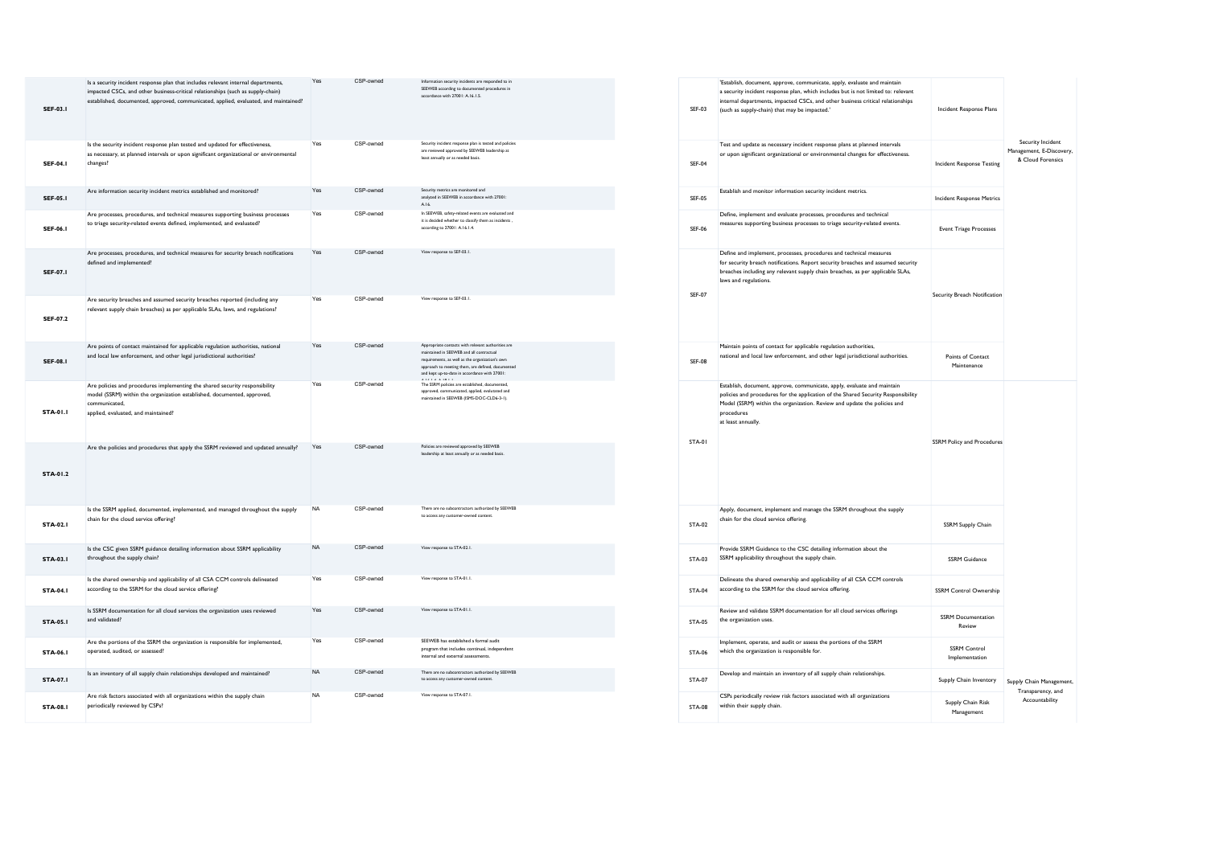| | | | | | | | | |
|---|---|---|---|---|---|---|---|---|
| SEF-03.1 | Is a security incident response plan that includes relevant internal departments, impacted CSCs, and other business-critical relationships (such as supply-chain) established, documented, approved, communicated, applied, evaluated, and maintained? | Yes | CSP-owned | Information security incidents are responded to in SEEWEB according to documented procedures in accordance with 27001: A.16.1.5. | SEF-03 | 'Establish, document, approve, communicate, apply, evaluate and maintain a security incident response plan, which includes but is not limited to: relevant internal departments, impacted CSCs, and other business critical relationships (such as supply-chain) that may be impacted.' | Incident Response Plans | Security Incident Management, E-Discovery, & Cloud Forensics |
| SEF-04.1 | Is the security incident response plan tested and updated for effectiveness, as necessary, at planned intervals or upon significant organizational or environmental changes? | Yes | CSP-owned | Security incident response plan is tested and policies are reviewed approved by SEEWEB leadership at least annually or as needed basis. | SEF-04 | Test and update as necessary incident response plans at planned intervals or upon significant organizational or environmental changes for effectiveness. | Incident Response Testing | |
| SEF-05.1 | Are information security incident metrics established and monitored? | Yes | CSP-owned | Security metrics are monitored and analyzed in SEEWEB in accordance with 27001: A.16. | SEF-05 | Establish and monitor information security incident metrics. | Incident Response Metrics | |
| SEF-06.1 | Are processes, procedures, and technical measures supporting business processes to triage security-related events defined, implemented, and evaluated? | Yes | CSP-owned | In SEEWEB, safety-related events are evaluated and it is decided whether to classify them as incidents , according to 27001: A.16.1.4. | SEF-06 | Define, implement and evaluate processes, procedures and technical measures supporting business processes to triage security-related events. | Event Triage Processes | |
| SEF-07.1 | Are processes, procedures, and technical measures for security breach notifications defined and implemented? | Yes | CSP-owned | View response to SEF-03.1. | SEF-07 | Define and implement, processes, procedures and technical measures for security breach notifications. Report security breaches and assumed security breaches including any relevant supply chain breaches, as per applicable SLAs, laws and regulations. | Security Breach Notification | |
| SEF-07.2 | Are security breaches and assumed security breaches reported (including any relevant supply chain breaches) as per applicable SLAs, laws, and regulations? | Yes | CSP-owned | View response to SEF-03.1. | | | | |
| SEF-08.1 | Are points of contact maintained for applicable regulation authorities, national and local law enforcement, and other legal jurisdictional authorities? | Yes | CSP-owned | Appropriate contacts with relevant authorities are maintained in SEEWEB and all contractual requirements, as well as the organization's own approach to meeting them, are defined, documented and kept up-to-date in accordance with 27001: A.6.1.3 - A.18.1.1 | SEF-08 | Maintain points of contact for applicable regulation authorities, national and local law enforcement, and other legal jurisdictional authorities. | Points of Contact Maintenance | |
| STA-01.1 | Are policies and procedures implementing the shared security responsibility model (SSRM) within the organization established, documented, approved, communicated, applied, evaluated, and maintained? | Yes | CSP-owned | The SSRM policies are established, documented, approved, communicated, applied, evaluated and maintained in SEEWEB (ISMS-DOC-CLD6-3-1). | STA-01 | Establish, document, approve, communicate, apply, evaluate and maintain policies and procedures for the application of the Shared Security Responsibility Model (SSRM) within the organization. Review and update the policies and procedures at least annually. | SSRM Policy and Procedures | Supply Chain Management, Transparency, and Accountability |
| STA-01.2 | Are the policies and procedures that apply the SSRM reviewed and updated annually? | Yes | CSP-owned | Policies are reviewed approved by SEEWEB leadership at least annually or as needed basis. | | | | |
| STA-02.1 | Is the SSRM applied, documented, implemented, and managed throughout the supply chain for the cloud service offering? | NA | CSP-owned | There are no subcontractors authorized by SEEWEB to access any customer-owned content. | STA-02 | Apply, document, implement and manage the SSRM throughout the supply chain for the cloud service offering. | SSRM Supply Chain | |
| STA-03.1 | Is the CSC given SSRM guidance detailing information about SSRM applicability throughout the supply chain? | NA | CSP-owned | View response to STA-02.1. | STA-03 | Provide SSRM Guidance to the CSC detailing information about the SSRM applicability throughout the supply chain. | SSRM Guidance | |
| STA-04.1 | Is the shared ownership and applicability of all CSA CCM controls delineated according to the SSRM for the cloud service offering? | Yes | CSP-owned | View response to STA-01.1. | STA-04 | Delineate the shared ownership and applicability of all CSA CCM controls according to the SSRM for the cloud service offering. | SSRM Control Ownership | |
| STA-05.1 | Is SSRM documentation for all cloud services the organization uses reviewed and validated? | Yes | CSP-owned | View response to STA-01.1. | STA-05 | Review and validate SSRM documentation for all cloud services offerings the organization uses. | SSRM Documentation Review | |
| STA-06.1 | Are the portions of the SSRM the organization is responsible for implemented, operated, audited, or assessed? | Yes | CSP-owned | SEEWEB has established a formal audit program that includes continual, independent internal and external assessments. | STA-06 | Implement, operate, and audit or assess the portions of the SSRM which the organization is responsible for. | SSRM Control Implementation | |
| STA-07.1 | Is an inventory of all supply chain relationships developed and maintained? | NA | CSP-owned | There are no subcontractors authorized by SEEWEB to access any customer-owned content. | STA-07 | Develop and maintain an inventory of all supply chain relationships. | Supply Chain Inventory | |
| STA-08.1 | Are risk factors associated with all organizations within the supply chain periodically reviewed by CSPs? | NA | CSP-owned | View response to STA-07.1. | STA-08 | CSPs periodically review risk factors associated with all organizations within their supply chain. | Supply Chain Risk Management | |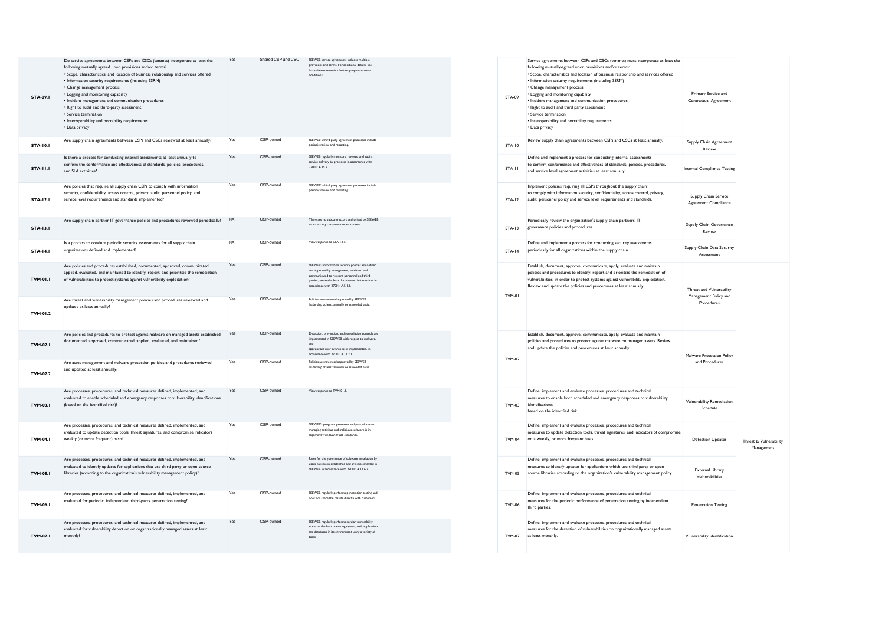| Question ID | Question | CSP CAIQ Answer | SSRM Control Ownership | CSP Implementation Description |
|---|---|---|---|---|
| STA-09.1 | Do service agreements between CSPs and CSCs (tenants) incorporate at least the following mutually agreed upon provisions and/or terms?<br>• Scope, characteristics, and location of business relationship and services offered<br>• Information security requirements (including SSRM)<br>• Change management process<br>• Logging and monitoring capability<br>• Incident management and communication procedures<br>• Right to audit and third-party assessment<br>• Service termination<br>• Interoperability and portability requirements<br>• Data privacy | Yes | Shared CSP and CSC | SEEWEB service agreements includes multiple provisions and terms. For additional details, see https://www.seeweb.it/en/company/terms-and-conditions |
| STA-10.1 | Are supply chain agreements between CSPs and CSCs reviewed at least annually? | Yes | CSP-owned | SEEWEB's third party agreement processes include periodic review and reporting. |
| STA-11.1 | Is there a process for conducting internal assessments at least annually to confirm the conformance and effectiveness of standards, policies, procedures, and SLA activities? | Yes | CSP-owned | SEEWEB regularly monitors, reviews, and audits service delivery by providers in accordance with 27001: A.15.2.1. |
| STA-12.1 | Are policies that require all supply chain CSPs to comply with information security, confidentiality, access control, privacy, audit, personnel policy, and service level requirements and standards implemented? | Yes | CSP-owned | SEEWEB's third party agreement processes include periodic review and reporting. |
| STA-13.1 | Are supply chain partner IT governance policies and procedures reviewed periodically? | NA | CSP-owned | There are no subcontractors authorized by SEEWEB to access any customer-owned content. |
| STA-14.1 | Is a process to conduct periodic security assessments for all supply chain organizations defined and implemented? | NA | CSP-owned | View response to STA-13.1. |
| TVM-01.1 | Are policies and procedures established, documented, approved, communicated, applied, evaluated, and maintained to identify, report, and prioritize the remediation of vulnerabilities to protect systems against vulnerability exploitation? | Yes | CSP-owned | SEEWEB's information security policies are defined and approved by management, published and communicated to relevant personnel and third parties, are available as documented information, in accordance with 27001: A.5.1.1. |
| TVM-01.2 | Are threat and vulnerability management policies and procedures reviewed and updated at least annually? | Yes | CSP-owned | Policies are reviewed approved by SEEWEB leadership at least annually or as needed basis. |
| TVM-02.1 | Are policies and procedures to protect against malware on managed assets established, documented, approved, communicated, applied, evaluated, and maintained? | Yes | CSP-owned | Detection, prevention, and remediation controls are implemented in SEEWEB with respect to malware, and appropriate user awareness is implemented, in accordance with 27001: A.12.2.1. |
| TVM-02.2 | Are asset management and malware protection policies and procedures reviewed and updated at least annually? | Yes | CSP-owned | Policies are reviewed approved by SEEWEB leadership at least annually or as needed basis. |
| TVM-03.1 | Are processes, procedures, and technical measures defined, implemented, and evaluated to enable scheduled and emergency responses to vulnerability identifications (based on the identified risk)? | Yes | CSP-owned | View response to TVM-01.1. |
| TVM-04.1 | Are processes, procedures, and technical measures defined, implemented, and evaluated to update detection tools, threat signatures, and compromise indicators weekly (or more frequent) basis? | Yes | CSP-owned | SEEWEB's program, processes and procedures to managing antivirus and malicious software is in alignment with ISO 27001 standards. |
| TVM-05.1 | Are processes, procedures, and technical measures defined, implemented, and evaluated to identify updates for applications that use third-party or open-source libraries (according to the organization's vulnerability management policy)? | Yes | CSP-owned | Rules for the governance of software installation by users have been established and are implemented in SEEWEB in accordance with 27001: A.12.6.2. |
| TVM-06.1 | Are processes, procedures, and technical measures defined, implemented, and evaluated for periodic, independent, third-party penetration testing? | Yes | CSP-owned | SEEWEB regularly performs penetration testing and does not share the results directly with customers. |
| TVM-07.1 | Are processes, procedures, and technical measures defined, implemented, and evaluated for vulnerability detection on organizationally managed assets at least monthly? | Yes | CSP-owned | SEEWEB regularly performs regular vulnerability scans on the host operating system, web application, and databases in its environment using a variety of tools. |

| Control ID | Control Specification | Control Title | Control Domain |
|---|---|---|---|
| STA-09 | Service agreements between CSPs and CSCs (tenants) must incorporate at least the following mutually-agreed upon provisions and/or terms:<br>• Scope, characteristics and location of business relationship and services offered<br>• Information security requirements (including SSRM)<br>• Change management process<br>• Logging and monitoring capability<br>• Incident management and communication procedures<br>• Right to audit and third party assessment<br>• Service termination<br>• Interoperability and portability requirements<br>• Data privacy | Primary Service and Contractual Agreement | |
| STA-10 | Review supply chain agreements between CSPs and CSCs at least annually. | Supply Chain Agreement Review | |
| STA-11 | Define and implement a process for conducting internal assessments to confirm conformance and effectiveness of standards, policies, procedures, and service level agreement activities at least annually. | Internal Compliance Testing | |
| STA-12 | Implement policies requiring all CSPs throughout the supply chain to comply with information security, confidentiality, access control, privacy, audit, personnel policy and service level requirements and standards. | Supply Chain Service Agreement Compliance | |
| STA-13 | Periodically review the organization's supply chain partners' IT governance policies and procedures. | Supply Chain Governance Review | |
| STA-14 | Define and implement a process for conducting security assessments periodically for all organizations within the supply chain. | Supply Chain Data Security Assessment | |
| TVM-01 | Establish, document, approve, communicate, apply, evaluate and maintain policies and procedures to identify, report and prioritize the remediation of vulnerabilities, in order to protect systems against vulnerability exploitation. Review and update the policies and procedures at least annually. | Threat and Vulnerability Management Policy and Procedures | Threat & Vulnerability Management |
| TVM-02 | Establish, document, approve, communicate, apply, evaluate and maintain policies and procedures to protect against malware on managed assets. Review and update the policies and procedures at least annually. | Malware Protection Policy and Procedures | |
| TVM-03 | Define, implement and evaluate processes, procedures and technical measures to enable both scheduled and emergency responses to vulnerability identifications, based on the identified risk. | Vulnerability Remediation Schedule | |
| TVM-04 | Define, implement and evaluate processes, procedures and technical measures to update detection tools, threat signatures, and indicators of compromise on a weekly, or more frequent basis. | Detection Updates | |
| TVM-05 | Define, implement and evaluate processes, procedures and technical measures to identify updates for applications which use third party or open source libraries according to the organization's vulnerability management policy. | External Library Vulnerabilities | |
| TVM-06 | Define, implement and evaluate processes, procedures and technical measures for the periodic performance of penetration testing by independent third parties. | Penetration Testing | |
| TVM-07 | Define, implement and evaluate processes, procedures and technical measures for the detection of vulnerabilities on organizationally managed assets at least monthly. | Vulnerability Identification | |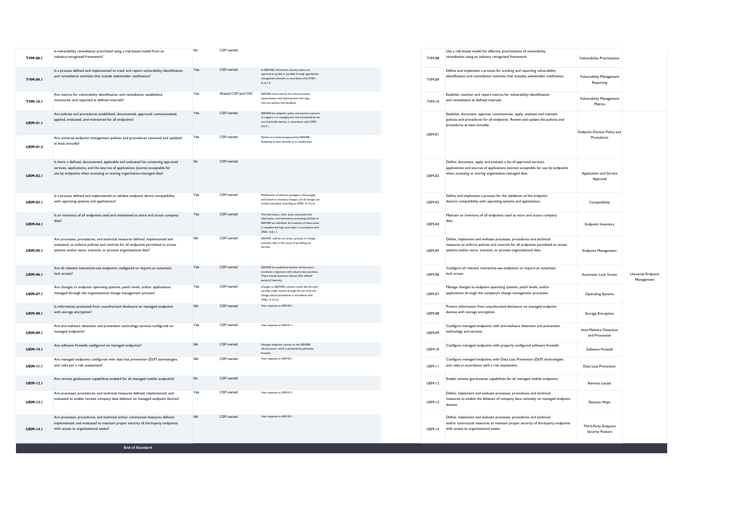| | | | | | | | | |
|---|---|---|---|---|---|---|---|---|
| **TVM-08.1** | Is vulnerability remediation prioritized using a risk-based model from an industry-recognized framework? | No | CSP-owned | | TVM-08 | Use a risk-based model for effective prioritization of vulnerability remediation using an industry recognized framework. | Vulnerability Prioritization | |
| **TVM-09.1** | Is a process defined and implemented to track and report vulnerability identification and remediation activities that include stakeholder notification? | Yes | CSP-owned | In SEEWEB, information security events are reported as quickly as possible through appropriate management channels, in accordance with 27001: A.16.1.2. | TVM-09 | Define and implement a process for tracking and reporting vulnerability identification and remediation activities that includes stakeholder notification. | Vulnerability Management Reporting | |
| **TVM-10.1** | Are metrics for vulnerability identification and remediation established, monitored, and reported at defined intervals? | Yes | Shared CSP and CSC | SEEWEB tracks metrics for internal process measurements and improvements that align with our policies and standards. | TVM-10 | Establish, monitor and report metrics for vulnerability identification and remediation at defined intervals. | Vulnerability Management Metrics | |
| **UEM-01.1** | Are policies and procedures established, documented, approved, communicated, applied, evaluated, and maintained for all endpoints? | Yes | CSP-owned | SEEWEB has adopted a policy and security measures to support it in managing the risks introduced by the use of portable devices, in accordance with 27001: A.6.2.1. | UEM-01 | Establish, document, approve, communicate, apply, evaluate and maintain policies and procedures for all endpoints. Review and update the policies and procedures at least annually. | Endpoint Devices Policy and Procedures | Universal Endpoint Management |
| **UEM-01.2** | Are universal endpoint management policies and procedures reviewed and updated at least annually? | Yes | CSP-owned | Policies are reviewed approved by SEEWEB leadership at least annually or as needed basis. | | | | |
| **UEM-02.1** | Is there a defined, documented, applicable and evaluated list containing approved services, applications, and the sources of applications (stores) acceptable for use by endpoints when accessing or storing organization-managed data? | No | CSP-owned | | UEM-02 | Define, document, apply and evaluate a list of approved services, applications and sources of applications (stores) acceptable for use by endpoints when accessing or storing organization-managed data. | Application and Service Approval | |
| **UEM-03.1** | Is a process defined and implemented to validate endpoint device compatibility with operating systems and applications? | Yes | CSP-owned | Modification of software packages is discouraged and limited to necessary changes, and all changes are strictly controlled, according to 27001: A.14.2.4. | UEM-03 | Define and implement a process for the validation of the endpoint device's compatibility with operating systems and applications. | Compatibility | |
| **UEM-04.1** | Is an inventory of all endpoints used and maintained to store and access company data? | Yes | CSP-owned | The information, other assets associated with information, and information processing facilities of SEEWEB are identified. An inventory of these assets is compiled and kept up-to-date, in accordance with 27001: A.8.1.1. | UEM-04 | Maintain an inventory of all endpoints used to store and access company data. | Endpoint Inventory | |
| **UEM-05.1** | Are processes, procedures, and technical measures defined, implemented and evaluated, to enforce policies and controls for all endpoints permitted to access systems and/or store, transmit, or process organizational data? | NA | CSP-owned | SEEWEB staff do not access, process, or change customer data in the course of providing our services. | UEM-05 | Define, implement and evaluate processes, procedures and technical measures to enforce policies and controls for all endpoints permitted to access systems and/or store, transmit, or process organizational data. | Endpoint Management | |
| **UEM-06.1** | Are all relevant interactive-use endpoints configured to require an automatic lock screen? | Yes | CSP-owned | SEEWEB has established baseline infrastructure standards in alignment with industry best practices. These include automatic lockout after defined period of inactivity. | UEM-06 | Configure all relevant interactive-use endpoints to require an automatic lock screen. | Automatic Lock Screen | |
| **UEM-07.1** | Are changes to endpoint operating systems, patch levels, and/or applications managed through the organizational change management process? | Yes | CSP-owned | Changes to SEEWEB's systems within the life cycle are kept under control through the use of formal change control procedures in accordance with 27001: A.14.2.2. | UEM-07 | Manage changes to endpoint operating systems, patch levels, and/or applications through the company's change management processes. | Operating Systems | |
| **UEM-08.1** | Is information protected from unauthorized disclosure on managed endpoints with storage encryption? | NA | CSP-owned | View response to UEM-05.1. | UEM-08 | Protect information from unauthorized disclosure on managed endpoint devices with storage encryption. | Storage Encryption | |
| **UEM-09.1** | Are anti-malware detection and prevention technology services configured on managed endpoints? | Yes | CSP-owned | View response to UEM-01.1. | UEM-09 | Configure managed endpoints with anti-malware detection and prevention technology and services. | Anti-Malware Detection and Prevention | |
| **UEM-10.1** | Are software firewalls configured on managed endpoints? | NA | CSP-owned | Managed endpoints connect to the SEEWEB infrastructure, which is protected by perimeter firewalls. | UEM-10 | Configure managed endpoints with properly configured software firewalls. | Software Firewall | |
| **UEM-11.1** | Are managed endpoints configured with data loss prevention (DLP) technologies and rules per a risk assessment? | NA | CSP-owned | View response to UEM-05.1. | UEM-11 | Configure managed endpoints with Data Loss Prevention (DLP) technologies and rules in accordance with a risk assessment. | Data Loss Prevention | |
| **UEM-12.1** | Are remote geolocation capabilities enabled for all managed mobile endpoints? | No | CSP-owned | | UEM-12 | Enable remote geo-location capabilities for all managed mobile endpoints. | Remote Locate | |
| **UEM-13.1** | Are processes, procedures, and technical measures defined, implemented, and evaluated to enable remote company data deletion on managed endpoint devices? | Yes | CSP-owned | View response to UEM-01.1. | UEM-13 | Define, implement and evaluate processes, procedures and technical measures to enable the deletion of company data remotely on managed endpoint devices. | Remote Wipe | |
| **UEM-14.1** | Are processes, procedures, and technical and/or contractual measures defined, implemented, and evaluated to maintain proper security of third-party endpoints with access to organizational assets? | NA | CSP-owned | View response to UEM-05.1. | UEM-14 | Define, implement and evaluate processes, procedures and technical and/or contractual measures to maintain proper security of third-party endpoints with access to organizational assets. | Third-Party Endpoint Security Posture | |

**End of Standard**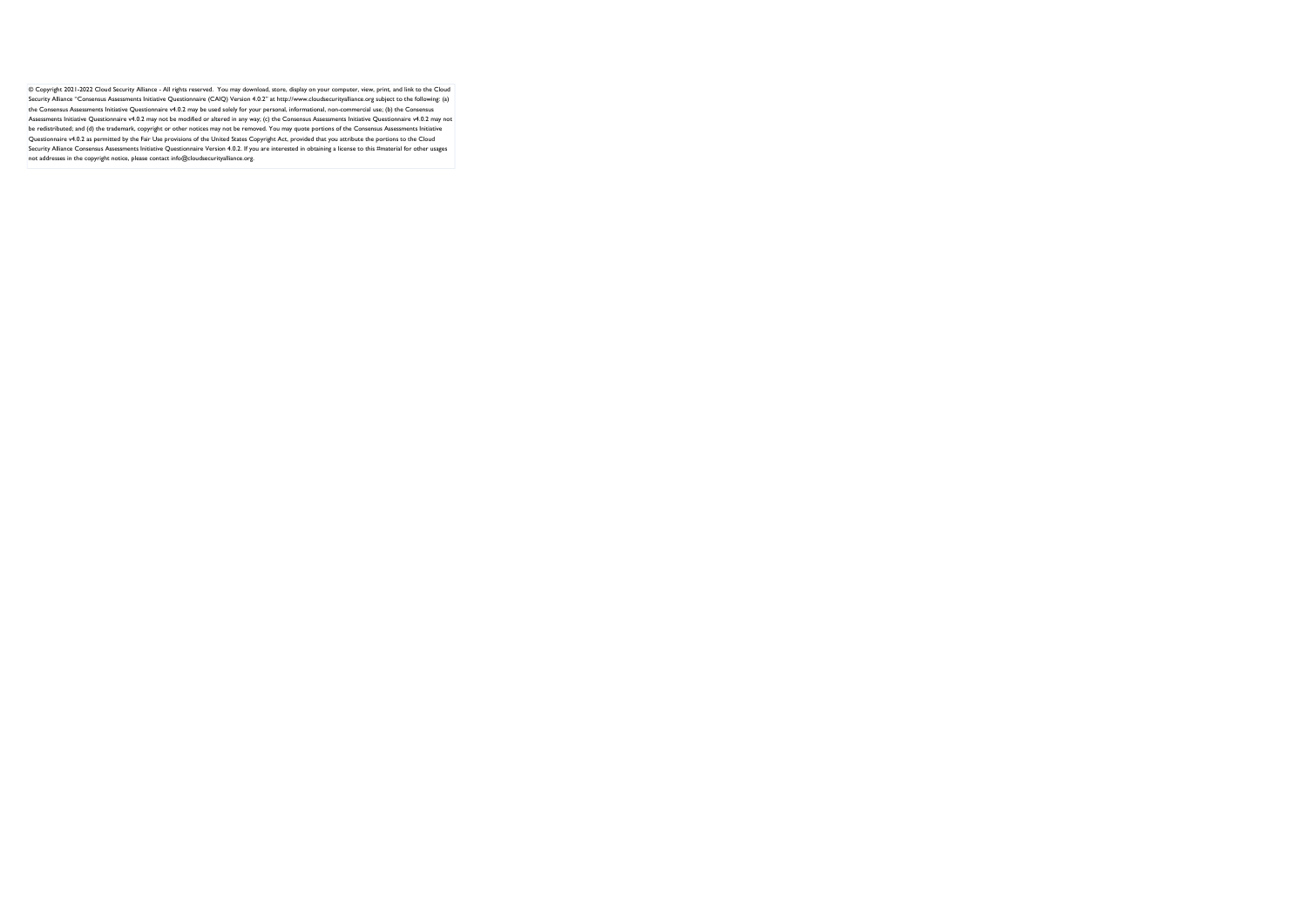© Copyright 2021-2022 Cloud Security Alliance - All rights reserved. You may download, store, display on your computer, view, print, and link to the Cloud Security Alliance "Consensus Assessments Initiative Questionnaire (CAIQ) Version 4.0.2" at http://www.cloudsecurityalliance.org subject to the following: (a) the Consensus Assessments Initiative Questionnaire v4.0.2 may be used solely for your personal, informational, non-commercial use; (b) the Consensus Assessments Initiative Questionnaire v4.0.2 may not be modified or altered in any way; (c) the Consensus Assessments Initiative Questionnaire v4.0.2 may not be redistributed; and (d) the trademark, copyright or other notices may not be removed. You may quote portions of the Consensus Assessments Initiative Questionnaire v4.0.2 as permitted by the Fair Use provisions of the United States Copyright Act, provided that you attribute the portions to the Cloud Security Alliance Consensus Assessments Initiative Questionnaire Version 4.0.2. If you are interested in obtaining a license to this #material for other usages not addresses in the copyright notice, please contact info@cloudsecurityalliance.org.